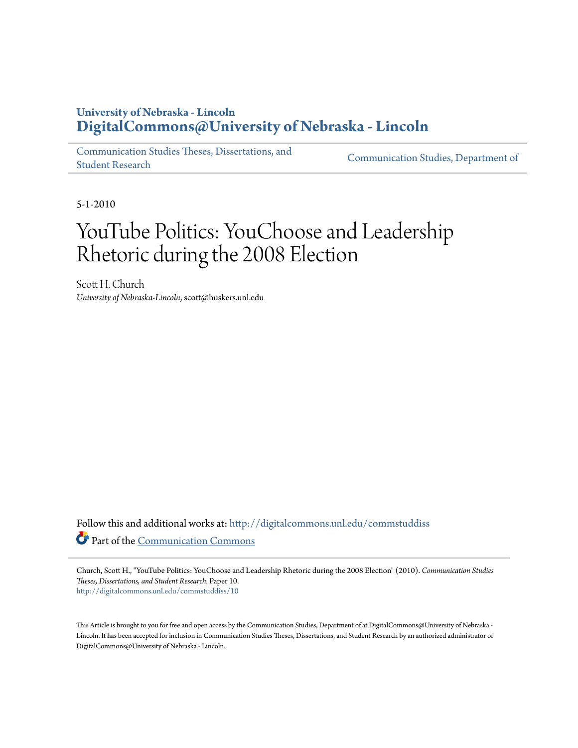**University of Nebraska - Lincoln**
**DigitalCommons@University of Nebraska - Lincoln**

Communication Studies Theses, Dissertations, and Student Research | Communication Studies, Department of

5-1-2010

# YouTube Politics: YouChoose and Leadership Rhetoric during the 2008 Election

Scott H. Church
*University of Nebraska-Lincoln*, scott@huskers.unl.edu

Follow this and additional works at: http://digitalcommons.unl.edu/commstuddiss

Part of the Communication Commons

Church, Scott H., "YouTube Politics: YouChoose and Leadership Rhetoric during the 2008 Election" (2010). *Communication Studies Theses, Dissertations, and Student Research.* Paper 10.
http://digitalcommons.unl.edu/commstuddiss/10

This Article is brought to you for free and open access by the Communication Studies, Department of at DigitalCommons@University of Nebraska - Lincoln. It has been accepted for inclusion in Communication Studies Theses, Dissertations, and Student Research by an authorized administrator of DigitalCommons@University of Nebraska - Lincoln.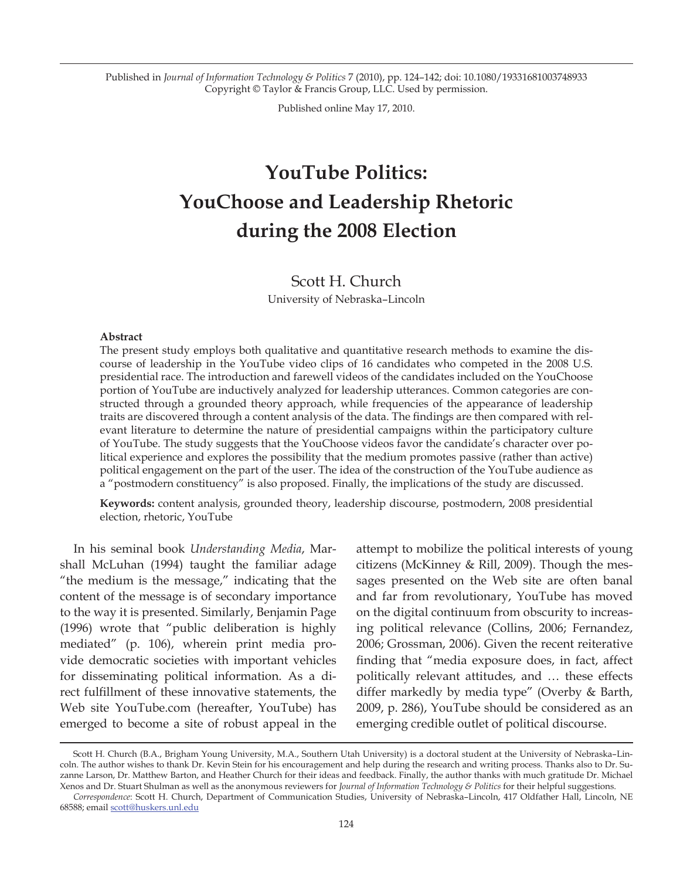Published in *Journal of Information Technology & Politics* 7 (2010), pp. 124–142; doi: 10.1080/19331681003748933
Copyright © Taylor & Francis Group, LLC. Used by permission.

Published online May 17, 2010.

# YouTube Politics: YouChoose and Leadership Rhetoric during the 2008 Election

Scott H. Church
University of Nebraska–Lincoln

**Abstract**

The present study employs both qualitative and quantitative research methods to examine the discourse of leadership in the YouTube video clips of 16 candidates who competed in the 2008 U.S. presidential race. The introduction and farewell videos of the candidates included on the YouChoose portion of YouTube are inductively analyzed for leadership utterances. Common categories are constructed through a grounded theory approach, while frequencies of the appearance of leadership traits are discovered through a content analysis of the data. The findings are then compared with relevant literature to determine the nature of presidential campaigns within the participatory culture of YouTube. The study suggests that the YouChoose videos favor the candidate's character over political experience and explores the possibility that the medium promotes passive (rather than active) political engagement on the part of the user. The idea of the construction of the YouTube audience as a "postmodern constituency" is also proposed. Finally, the implications of the study are discussed.

**Keywords:** content analysis, grounded theory, leadership discourse, postmodern, 2008 presidential election, rhetoric, YouTube

In his seminal book *Understanding Media*, Marshall McLuhan (1994) taught the familiar adage "the medium is the message," indicating that the content of the message is of secondary importance to the way it is presented. Similarly, Benjamin Page (1996) wrote that "public deliberation is highly mediated" (p. 106), wherein print media provide democratic societies with important vehicles for disseminating political information. As a direct fulfillment of these innovative statements, the Web site YouTube.com (hereafter, YouTube) has emerged to become a site of robust appeal in the attempt to mobilize the political interests of young citizens (McKinney & Rill, 2009). Though the messages presented on the Web site are often banal and far from revolutionary, YouTube has moved on the digital continuum from obscurity to increasing political relevance (Collins, 2006; Fernandez, 2006; Grossman, 2006). Given the recent reiterative finding that "media exposure does, in fact, affect politically relevant attitudes, and … these effects differ markedly by media type" (Overby & Barth, 2009, p. 286), YouTube should be considered as an emerging credible outlet of political discourse.

Scott H. Church (B.A., Brigham Young University, M.A., Southern Utah University) is a doctoral student at the University of Nebraska–Lincoln. The author wishes to thank Dr. Kevin Stein for his encouragement and help during the research and writing process. Thanks also to Dr. Suzanne Larson, Dr. Matthew Barton, and Heather Church for their ideas and feedback. Finally, the author thanks with much gratitude Dr. Michael Xenos and Dr. Stuart Shulman as well as the anonymous reviewers for *Journal of Information Technology & Politics* for their helpful suggestions.

*Correspondence*: Scott H. Church, Department of Communication Studies, University of Nebraska–Lincoln, 417 Oldfather Hall, Lincoln, NE 68588; email scott@huskers.unl.edu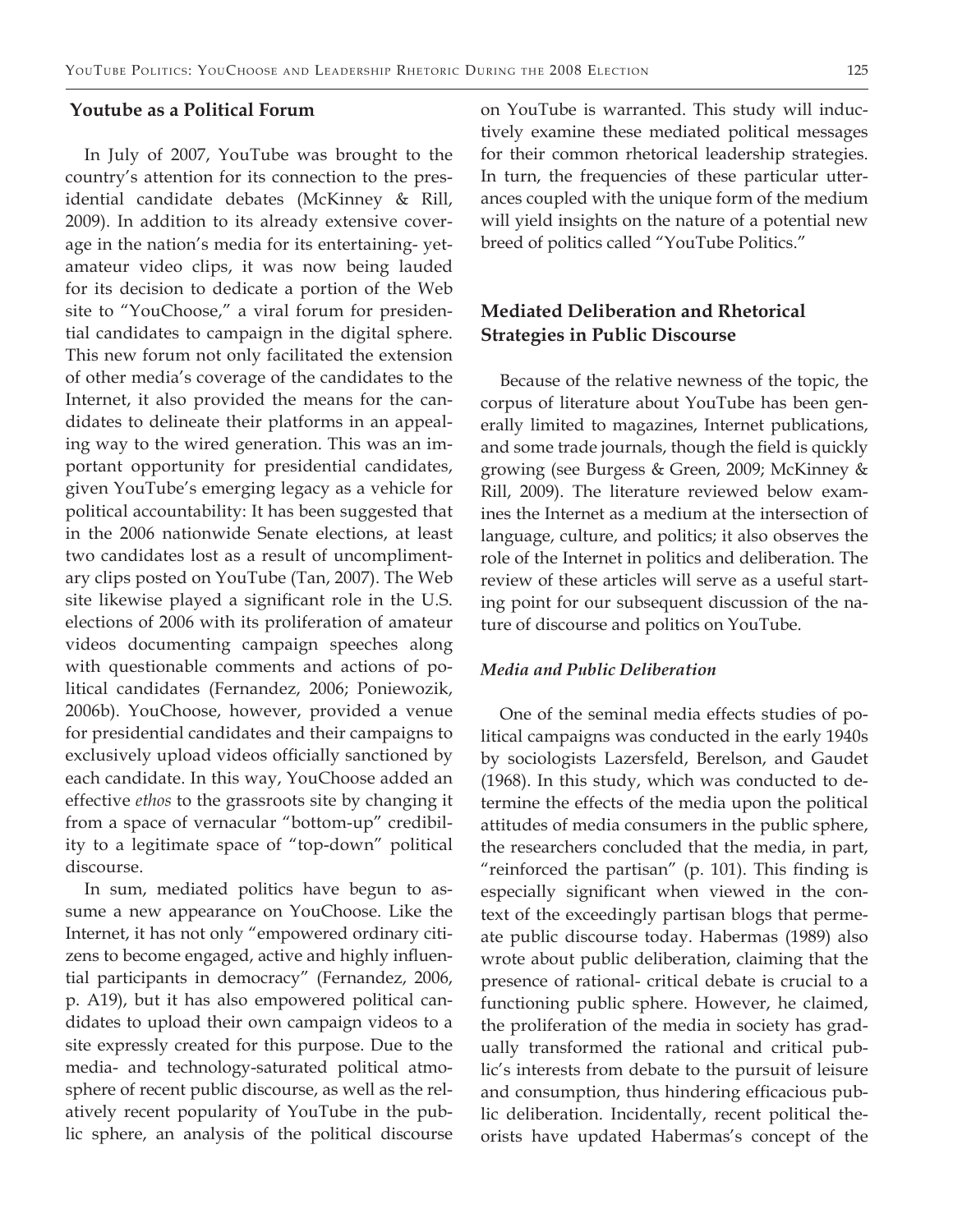## Youtube as a Political Forum

In July of 2007, YouTube was brought to the country's attention for its connection to the presidential candidate debates (McKinney & Rill, 2009). In addition to its already extensive coverage in the nation's media for its entertaining- yet-amateur video clips, it was now being lauded for its decision to dedicate a portion of the Web site to "YouChoose," a viral forum for presidential candidates to campaign in the digital sphere. This new forum not only facilitated the extension of other media's coverage of the candidates to the Internet, it also provided the means for the candidates to delineate their platforms in an appealing way to the wired generation. This was an important opportunity for presidential candidates, given YouTube's emerging legacy as a vehicle for political accountability: It has been suggested that in the 2006 nationwide Senate elections, at least two candidates lost as a result of uncomplimentary clips posted on YouTube (Tan, 2007). The Web site likewise played a significant role in the U.S. elections of 2006 with its proliferation of amateur videos documenting campaign speeches along with questionable comments and actions of political candidates (Fernandez, 2006; Poniewozik, 2006b). YouChoose, however, provided a venue for presidential candidates and their campaigns to exclusively upload videos officially sanctioned by each candidate. In this way, YouChoose added an effective *ethos* to the grassroots site by changing it from a space of vernacular "bottom-up" credibility to a legitimate space of "top-down" political discourse.

In sum, mediated politics have begun to assume a new appearance on YouChoose. Like the Internet, it has not only "empowered ordinary citizens to become engaged, active and highly influential participants in democracy" (Fernandez, 2006, p. A19), but it has also empowered political candidates to upload their own campaign videos to a site expressly created for this purpose. Due to the media- and technology-saturated political atmosphere of recent public discourse, as well as the relatively recent popularity of YouTube in the public sphere, an analysis of the political discourse on YouTube is warranted. This study will inductively examine these mediated political messages for their common rhetorical leadership strategies. In turn, the frequencies of these particular utterances coupled with the unique form of the medium will yield insights on the nature of a potential new breed of politics called "YouTube Politics."

## Mediated Deliberation and Rhetorical Strategies in Public Discourse

Because of the relative newness of the topic, the corpus of literature about YouTube has been generally limited to magazines, Internet publications, and some trade journals, though the field is quickly growing (see Burgess & Green, 2009; McKinney & Rill, 2009). The literature reviewed below examines the Internet as a medium at the intersection of language, culture, and politics; it also observes the role of the Internet in politics and deliberation. The review of these articles will serve as a useful starting point for our subsequent discussion of the nature of discourse and politics on YouTube.

### *Media and Public Deliberation*

One of the seminal media effects studies of political campaigns was conducted in the early 1940s by sociologists Lazersfeld, Berelson, and Gaudet (1968). In this study, which was conducted to determine the effects of the media upon the political attitudes of media consumers in the public sphere, the researchers concluded that the media, in part, "reinforced the partisan" (p. 101). This finding is especially significant when viewed in the context of the exceedingly partisan blogs that permeate public discourse today. Habermas (1989) also wrote about public deliberation, claiming that the presence of rational- critical debate is crucial to a functioning public sphere. However, he claimed, the proliferation of the media in society has gradually transformed the rational and critical public's interests from debate to the pursuit of leisure and consumption, thus hindering efficacious public deliberation. Incidentally, recent political theorists have updated Habermas's concept of the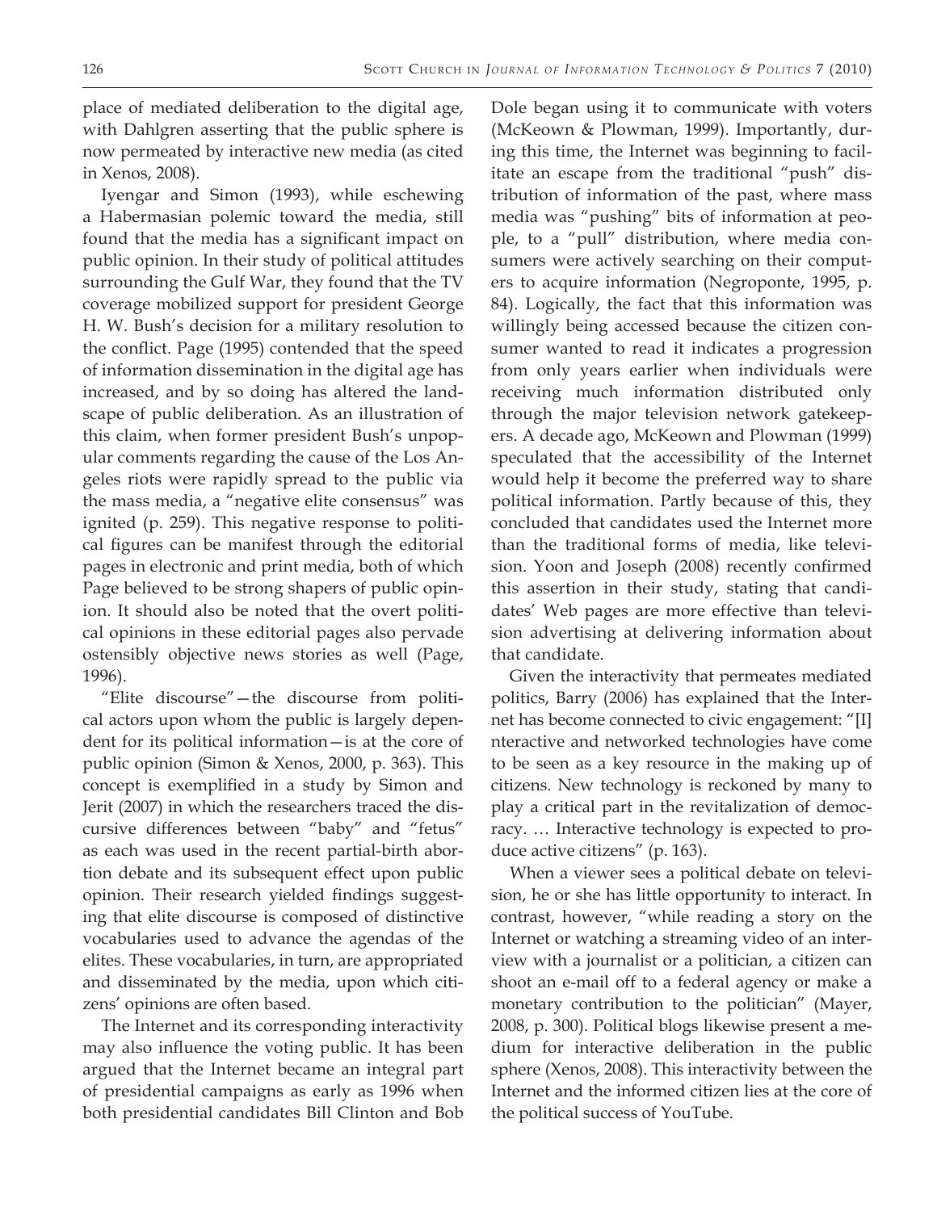place of mediated deliberation to the digital age, with Dahlgren asserting that the public sphere is now permeated by interactive new media (as cited in Xenos, 2008).

Iyengar and Simon (1993), while eschewing a Habermasian polemic toward the media, still found that the media has a significant impact on public opinion. In their study of political attitudes surrounding the Gulf War, they found that the TV coverage mobilized support for president George H. W. Bush's decision for a military resolution to the conflict. Page (1995) contended that the speed of information dissemination in the digital age has increased, and by so doing has altered the landscape of public deliberation. As an illustration of this claim, when former president Bush's unpopular comments regarding the cause of the Los Angeles riots were rapidly spread to the public via the mass media, a "negative elite consensus" was ignited (p. 259). This negative response to political figures can be manifest through the editorial pages in electronic and print media, both of which Page believed to be strong shapers of public opinion. It should also be noted that the overt political opinions in these editorial pages also pervade ostensibly objective news stories as well (Page, 1996).

"Elite discourse"—the discourse from political actors upon whom the public is largely dependent for its political information—is at the core of public opinion (Simon & Xenos, 2000, p. 363). This concept is exemplified in a study by Simon and Jerit (2007) in which the researchers traced the discursive differences between "baby" and "fetus" as each was used in the recent partial-birth abortion debate and its subsequent effect upon public opinion. Their research yielded findings suggesting that elite discourse is composed of distinctive vocabularies used to advance the agendas of the elites. These vocabularies, in turn, are appropriated and disseminated by the media, upon which citizens' opinions are often based.

The Internet and its corresponding interactivity may also influence the voting public. It has been argued that the Internet became an integral part of presidential campaigns as early as 1996 when both presidential candidates Bill Clinton and Bob Dole began using it to communicate with voters (McKeown & Plowman, 1999). Importantly, during this time, the Internet was beginning to facilitate an escape from the traditional "push" distribution of information of the past, where mass media was "pushing" bits of information at people, to a "pull" distribution, where media consumers were actively searching on their computers to acquire information (Negroponte, 1995, p. 84). Logically, the fact that this information was willingly being accessed because the citizen consumer wanted to read it indicates a progression from only years earlier when individuals were receiving much information distributed only through the major television network gatekeepers. A decade ago, McKeown and Plowman (1999) speculated that the accessibility of the Internet would help it become the preferred way to share political information. Partly because of this, they concluded that candidates used the Internet more than the traditional forms of media, like television. Yoon and Joseph (2008) recently confirmed this assertion in their study, stating that candidates' Web pages are more effective than television advertising at delivering information about that candidate.

Given the interactivity that permeates mediated politics, Barry (2006) has explained that the Internet has become connected to civic engagement: "[I]nteractive and networked technologies have come to be seen as a key resource in the making up of citizens. New technology is reckoned by many to play a critical part in the revitalization of democracy. … Interactive technology is expected to produce active citizens" (p. 163).

When a viewer sees a political debate on television, he or she has little opportunity to interact. In contrast, however, "while reading a story on the Internet or watching a streaming video of an interview with a journalist or a politician, a citizen can shoot an e-mail off to a federal agency or make a monetary contribution to the politician" (Mayer, 2008, p. 300). Political blogs likewise present a medium for interactive deliberation in the public sphere (Xenos, 2008). This interactivity between the Internet and the informed citizen lies at the core of the political success of YouTube.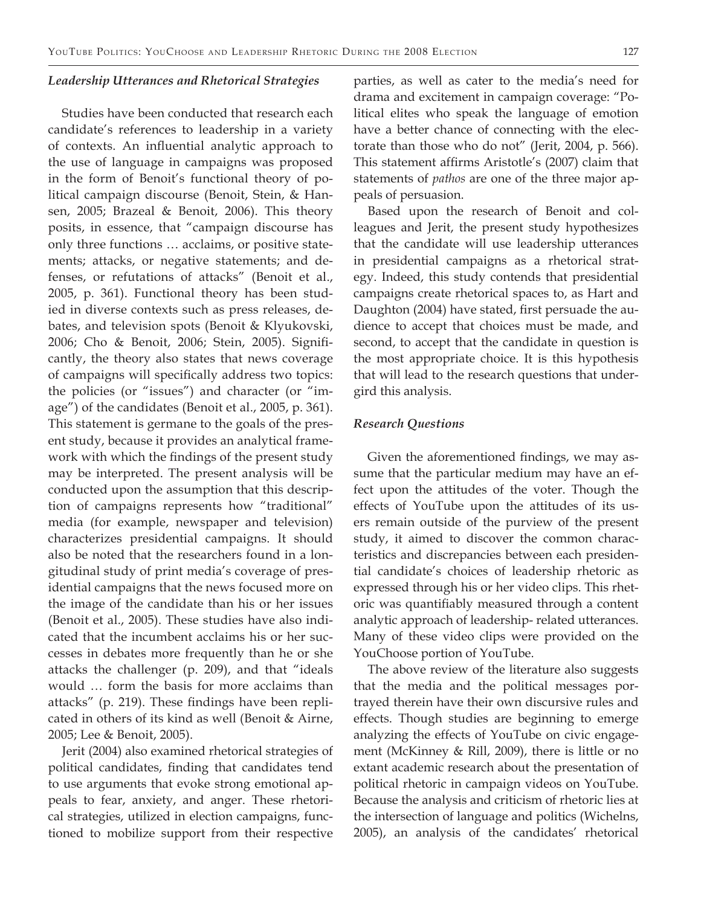### *Leadership Utterances and Rhetorical Strategies*

Studies have been conducted that research each candidate's references to leadership in a variety of contexts. An influential analytic approach to the use of language in campaigns was proposed in the form of Benoit's functional theory of political campaign discourse (Benoit, Stein, & Hansen, 2005; Brazeal & Benoit, 2006). This theory posits, in essence, that "campaign discourse has only three functions … acclaims, or positive statements; attacks, or negative statements; and defenses, or refutations of attacks" (Benoit et al., 2005, p. 361). Functional theory has been studied in diverse contexts such as press releases, debates, and television spots (Benoit & Klyukovski, 2006; Cho & Benoit, 2006; Stein, 2005). Significantly, the theory also states that news coverage of campaigns will specifically address two topics: the policies (or "issues") and character (or "image") of the candidates (Benoit et al., 2005, p. 361). This statement is germane to the goals of the present study, because it provides an analytical framework with which the findings of the present study may be interpreted. The present analysis will be conducted upon the assumption that this description of campaigns represents how "traditional" media (for example, newspaper and television) characterizes presidential campaigns. It should also be noted that the researchers found in a longitudinal study of print media's coverage of presidential campaigns that the news focused more on the image of the candidate than his or her issues (Benoit et al., 2005). These studies have also indicated that the incumbent acclaims his or her successes in debates more frequently than he or she attacks the challenger (p. 209), and that "ideals would … form the basis for more acclaims than attacks" (p. 219). These findings have been replicated in others of its kind as well (Benoit & Airne, 2005; Lee & Benoit, 2005).

Jerit (2004) also examined rhetorical strategies of political candidates, finding that candidates tend to use arguments that evoke strong emotional appeals to fear, anxiety, and anger. These rhetorical strategies, utilized in election campaigns, functioned to mobilize support from their respective parties, as well as cater to the media's need for drama and excitement in campaign coverage: "Political elites who speak the language of emotion have a better chance of connecting with the electorate than those who do not" (Jerit, 2004, p. 566). This statement affirms Aristotle's (2007) claim that statements of *pathos* are one of the three major appeals of persuasion.

Based upon the research of Benoit and colleagues and Jerit, the present study hypothesizes that the candidate will use leadership utterances in presidential campaigns as a rhetorical strategy. Indeed, this study contends that presidential campaigns create rhetorical spaces to, as Hart and Daughton (2004) have stated, first persuade the audience to accept that choices must be made, and second, to accept that the candidate in question is the most appropriate choice. It is this hypothesis that will lead to the research questions that undergird this analysis.

### *Research Questions*

Given the aforementioned findings, we may assume that the particular medium may have an effect upon the attitudes of the voter. Though the effects of YouTube upon the attitudes of its users remain outside of the purview of the present study, it aimed to discover the common characteristics and discrepancies between each presidential candidate's choices of leadership rhetoric as expressed through his or her video clips. This rhetoric was quantifiably measured through a content analytic approach of leadership- related utterances. Many of these video clips were provided on the YouChoose portion of YouTube.

The above review of the literature also suggests that the media and the political messages portrayed therein have their own discursive rules and effects. Though studies are beginning to emerge analyzing the effects of YouTube on civic engagement (McKinney & Rill, 2009), there is little or no extant academic research about the presentation of political rhetoric in campaign videos on YouTube. Because the analysis and criticism of rhetoric lies at the intersection of language and politics (Wichelns, 2005), an analysis of the candidates' rhetorical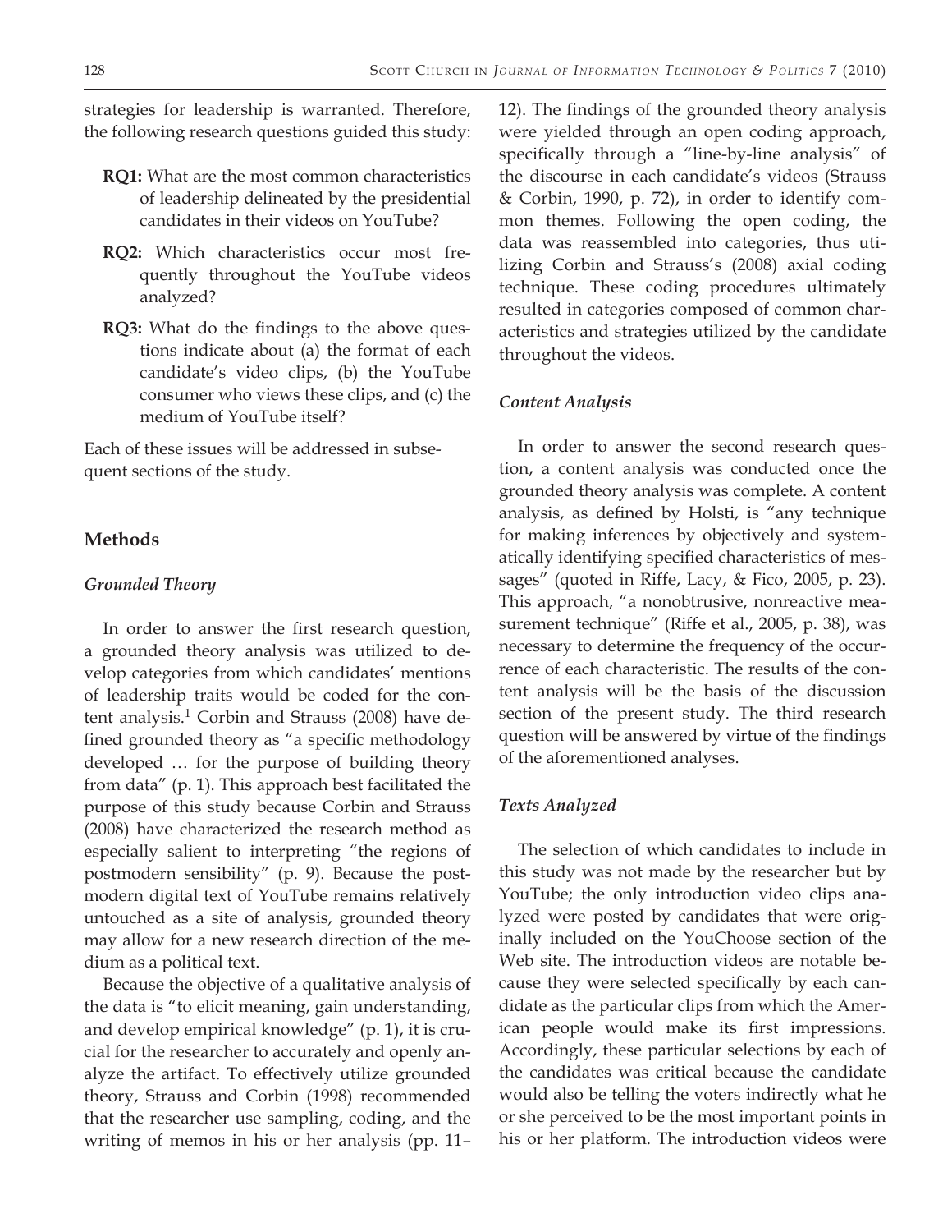strategies for leadership is warranted. Therefore, the following research questions guided this study:

- **RQ1:** What are the most common characteristics of leadership delineated by the presidential candidates in their videos on YouTube?
- **RQ2:** Which characteristics occur most frequently throughout the YouTube videos analyzed?
- **RQ3:** What do the findings to the above questions indicate about (a) the format of each candidate's video clips, (b) the YouTube consumer who views these clips, and (c) the medium of YouTube itself?

Each of these issues will be addressed in subsequent sections of the study.

## Methods

### *Grounded Theory*

In order to answer the first research question, a grounded theory analysis was utilized to develop categories from which candidates' mentions of leadership traits would be coded for the content analysis.[1] Corbin and Strauss (2008) have defined grounded theory as "a specific methodology developed … for the purpose of building theory from data" (p. 1). This approach best facilitated the purpose of this study because Corbin and Strauss (2008) have characterized the research method as especially salient to interpreting "the regions of postmodern sensibility" (p. 9). Because the postmodern digital text of YouTube remains relatively untouched as a site of analysis, grounded theory may allow for a new research direction of the medium as a political text.

Because the objective of a qualitative analysis of the data is "to elicit meaning, gain understanding, and develop empirical knowledge" (p. 1), it is crucial for the researcher to accurately and openly analyze the artifact. To effectively utilize grounded theory, Strauss and Corbin (1998) recommended that the researcher use sampling, coding, and the writing of memos in his or her analysis (pp. 11–12). The findings of the grounded theory analysis were yielded through an open coding approach, specifically through a "line-by-line analysis" of the discourse in each candidate's videos (Strauss & Corbin, 1990, p. 72), in order to identify common themes. Following the open coding, the data was reassembled into categories, thus utilizing Corbin and Strauss's (2008) axial coding technique. These coding procedures ultimately resulted in categories composed of common characteristics and strategies utilized by the candidate throughout the videos.

### *Content Analysis*

In order to answer the second research question, a content analysis was conducted once the grounded theory analysis was complete. A content analysis, as defined by Holsti, is "any technique for making inferences by objectively and systematically identifying specified characteristics of messages" (quoted in Riffe, Lacy, & Fico, 2005, p. 23). This approach, "a nonobtrusive, nonreactive measurement technique" (Riffe et al., 2005, p. 38), was necessary to determine the frequency of the occurrence of each characteristic. The results of the content analysis will be the basis of the discussion section of the present study. The third research question will be answered by virtue of the findings of the aforementioned analyses.

### *Texts Analyzed*

The selection of which candidates to include in this study was not made by the researcher but by YouTube; the only introduction video clips analyzed were posted by candidates that were originally included on the YouChoose section of the Web site. The introduction videos are notable because they were selected specifically by each candidate as the particular clips from which the American people would make its first impressions. Accordingly, these particular selections by each of the candidates was critical because the candidate would also be telling the voters indirectly what he or she perceived to be the most important points in his or her platform. The introduction videos were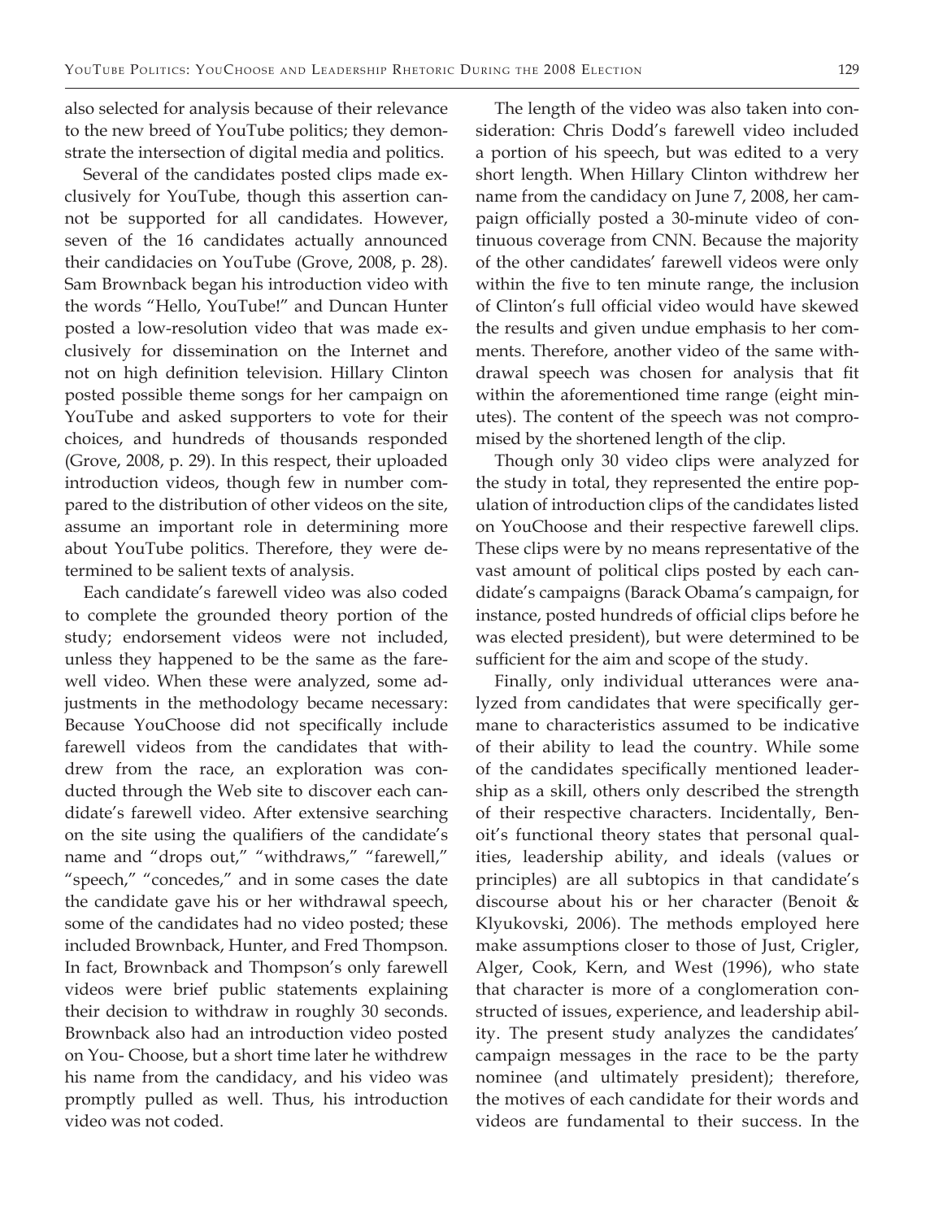also selected for analysis because of their relevance to the new breed of YouTube politics; they demonstrate the intersection of digital media and politics.

Several of the candidates posted clips made exclusively for YouTube, though this assertion cannot be supported for all candidates. However, seven of the 16 candidates actually announced their candidacies on YouTube (Grove, 2008, p. 28). Sam Brownback began his introduction video with the words "Hello, YouTube!" and Duncan Hunter posted a low-resolution video that was made exclusively for dissemination on the Internet and not on high definition television. Hillary Clinton posted possible theme songs for her campaign on YouTube and asked supporters to vote for their choices, and hundreds of thousands responded (Grove, 2008, p. 29). In this respect, their uploaded introduction videos, though few in number compared to the distribution of other videos on the site, assume an important role in determining more about YouTube politics. Therefore, they were determined to be salient texts of analysis.

Each candidate's farewell video was also coded to complete the grounded theory portion of the study; endorsement videos were not included, unless they happened to be the same as the farewell video. When these were analyzed, some adjustments in the methodology became necessary: Because YouChoose did not specifically include farewell videos from the candidates that withdrew from the race, an exploration was conducted through the Web site to discover each candidate's farewell video. After extensive searching on the site using the qualifiers of the candidate's name and "drops out," "withdraws," "farewell," "speech," "concedes," and in some cases the date the candidate gave his or her withdrawal speech, some of the candidates had no video posted; these included Brownback, Hunter, and Fred Thompson. In fact, Brownback and Thompson's only farewell videos were brief public statements explaining their decision to withdraw in roughly 30 seconds. Brownback also had an introduction video posted on You- Choose, but a short time later he withdrew his name from the candidacy, and his video was promptly pulled as well. Thus, his introduction video was not coded.

The length of the video was also taken into consideration: Chris Dodd's farewell video included a portion of his speech, but was edited to a very short length. When Hillary Clinton withdrew her name from the candidacy on June 7, 2008, her campaign officially posted a 30-minute video of continuous coverage from CNN. Because the majority of the other candidates' farewell videos were only within the five to ten minute range, the inclusion of Clinton's full official video would have skewed the results and given undue emphasis to her comments. Therefore, another video of the same withdrawal speech was chosen for analysis that fit within the aforementioned time range (eight minutes). The content of the speech was not compromised by the shortened length of the clip.

Though only 30 video clips were analyzed for the study in total, they represented the entire population of introduction clips of the candidates listed on YouChoose and their respective farewell clips. These clips were by no means representative of the vast amount of political clips posted by each candidate's campaigns (Barack Obama's campaign, for instance, posted hundreds of official clips before he was elected president), but were determined to be sufficient for the aim and scope of the study.

Finally, only individual utterances were analyzed from candidates that were specifically germane to characteristics assumed to be indicative of their ability to lead the country. While some of the candidates specifically mentioned leadership as a skill, others only described the strength of their respective characters. Incidentally, Benoit's functional theory states that personal qualities, leadership ability, and ideals (values or principles) are all subtopics in that candidate's discourse about his or her character (Benoit & Klyukovski, 2006). The methods employed here make assumptions closer to those of Just, Crigler, Alger, Cook, Kern, and West (1996), who state that character is more of a conglomeration constructed of issues, experience, and leadership ability. The present study analyzes the candidates' campaign messages in the race to be the party nominee (and ultimately president); therefore, the motives of each candidate for their words and videos are fundamental to their success. In the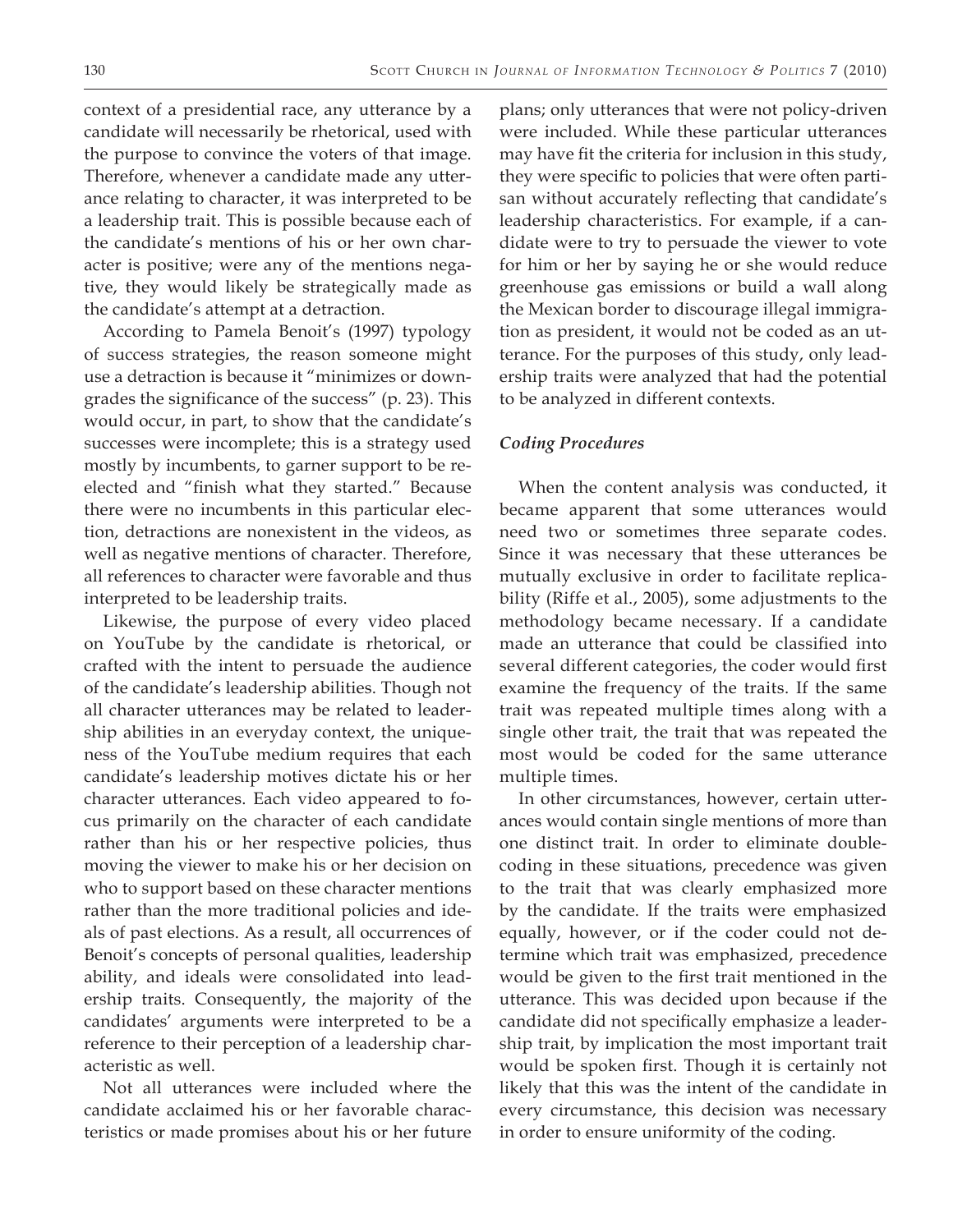context of a presidential race, any utterance by a candidate will necessarily be rhetorical, used with the purpose to convince the voters of that image. Therefore, whenever a candidate made any utterance relating to character, it was interpreted to be a leadership trait. This is possible because each of the candidate's mentions of his or her own character is positive; were any of the mentions negative, they would likely be strategically made as the candidate's attempt at a detraction.

According to Pamela Benoit's (1997) typology of success strategies, the reason someone might use a detraction is because it "minimizes or downgrades the significance of the success" (p. 23). This would occur, in part, to show that the candidate's successes were incomplete; this is a strategy used mostly by incumbents, to garner support to be reelected and "finish what they started." Because there were no incumbents in this particular election, detractions are nonexistent in the videos, as well as negative mentions of character. Therefore, all references to character were favorable and thus interpreted to be leadership traits.

Likewise, the purpose of every video placed on YouTube by the candidate is rhetorical, or crafted with the intent to persuade the audience of the candidate's leadership abilities. Though not all character utterances may be related to leadership abilities in an everyday context, the uniqueness of the YouTube medium requires that each candidate's leadership motives dictate his or her character utterances. Each video appeared to focus primarily on the character of each candidate rather than his or her respective policies, thus moving the viewer to make his or her decision on who to support based on these character mentions rather than the more traditional policies and ideals of past elections. As a result, all occurrences of Benoit's concepts of personal qualities, leadership ability, and ideals were consolidated into leadership traits. Consequently, the majority of the candidates' arguments were interpreted to be a reference to their perception of a leadership characteristic as well.

Not all utterances were included where the candidate acclaimed his or her favorable characteristics or made promises about his or her future plans; only utterances that were not policy-driven were included. While these particular utterances may have fit the criteria for inclusion in this study, they were specific to policies that were often partisan without accurately reflecting that candidate's leadership characteristics. For example, if a candidate were to try to persuade the viewer to vote for him or her by saying he or she would reduce greenhouse gas emissions or build a wall along the Mexican border to discourage illegal immigration as president, it would not be coded as an utterance. For the purposes of this study, only leadership traits were analyzed that had the potential to be analyzed in different contexts.

### *Coding Procedures*

When the content analysis was conducted, it became apparent that some utterances would need two or sometimes three separate codes. Since it was necessary that these utterances be mutually exclusive in order to facilitate replicability (Riffe et al., 2005), some adjustments to the methodology became necessary. If a candidate made an utterance that could be classified into several different categories, the coder would first examine the frequency of the traits. If the same trait was repeated multiple times along with a single other trait, the trait that was repeated the most would be coded for the same utterance multiple times.

In other circumstances, however, certain utterances would contain single mentions of more than one distinct trait. In order to eliminate double-coding in these situations, precedence was given to the trait that was clearly emphasized more by the candidate. If the traits were emphasized equally, however, or if the coder could not determine which trait was emphasized, precedence would be given to the first trait mentioned in the utterance. This was decided upon because if the candidate did not specifically emphasize a leadership trait, by implication the most important trait would be spoken first. Though it is certainly not likely that this was the intent of the candidate in every circumstance, this decision was necessary in order to ensure uniformity of the coding.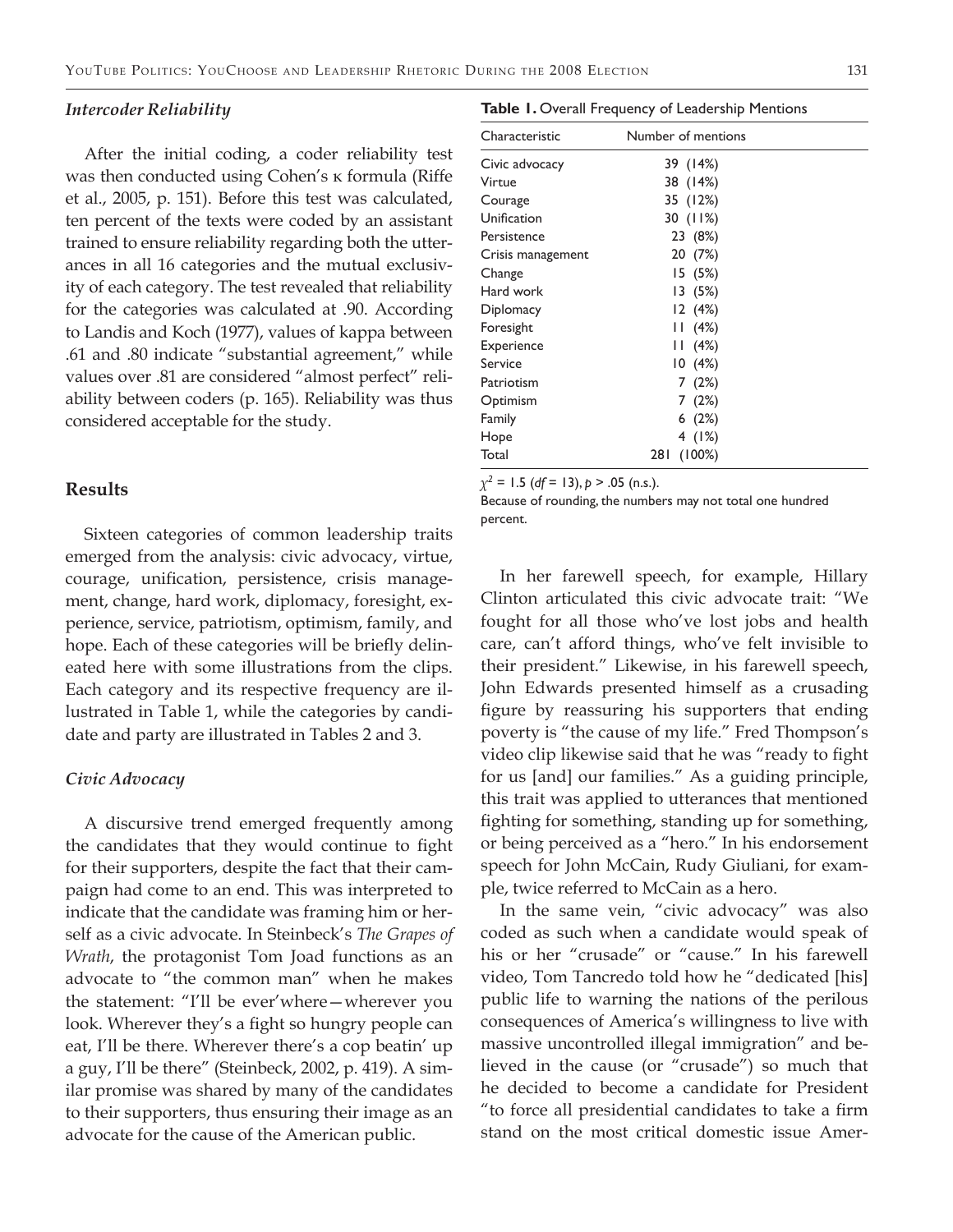### *Intercoder Reliability*

After the initial coding, a coder reliability test was then conducted using Cohen's κ formula (Riffe et al., 2005, p. 151). Before this test was calculated, ten percent of the texts were coded by an assistant trained to ensure reliability regarding both the utterances in all 16 categories and the mutual exclusivity of each category. The test revealed that reliability for the categories was calculated at .90. According to Landis and Koch (1977), values of kappa between .61 and .80 indicate "substantial agreement," while values over .81 are considered "almost perfect" reliability between coders (p. 165). Reliability was thus considered acceptable for the study.

## Results

Sixteen categories of common leadership traits emerged from the analysis: civic advocacy, virtue, courage, unification, persistence, crisis management, change, hard work, diplomacy, foresight, experience, service, patriotism, optimism, family, and hope. Each of these categories will be briefly delineated here with some illustrations from the clips. Each category and its respective frequency are illustrated in Table 1, while the categories by candidate and party are illustrated in Tables 2 and 3.

**Table 1.** Overall Frequency of Leadership Mentions

| Characteristic | Number of mentions |
|---|---|
| Civic advocacy | 39 (14%) |
| Virtue | 38 (14%) |
| Courage | 35 (12%) |
| Unification | 30 (11%) |
| Persistence | 23 (8%) |
| Crisis management | 20 (7%) |
| Change | 15 (5%) |
| Hard work | 13 (5%) |
| Diplomacy | 12 (4%) |
| Foresight | 11 (4%) |
| Experience | 11 (4%) |
| Service | 10 (4%) |
| Patriotism | 7 (2%) |
| Optimism | 7 (2%) |
| Family | 6 (2%) |
| Hope | 4 (1%) |
| Total | 281 (100%) |

$\chi^2$ = 1.5 ($df$ = 13), $p$ > .05 (n.s.).

Because of rounding, the numbers may not total one hundred percent.

### *Civic Advocacy*

A discursive trend emerged frequently among the candidates that they would continue to fight for their supporters, despite the fact that their campaign had come to an end. This was interpreted to indicate that the candidate was framing him or herself as a civic advocate. In Steinbeck's *The Grapes of Wrath*, the protagonist Tom Joad functions as an advocate to "the common man" when he makes the statement: "I'll be ever'where—wherever you look. Wherever they's a fight so hungry people can eat, I'll be there. Wherever there's a cop beatin' up a guy, I'll be there" (Steinbeck, 2002, p. 419). A similar promise was shared by many of the candidates to their supporters, thus ensuring their image as an advocate for the cause of the American public.

In her farewell speech, for example, Hillary Clinton articulated this civic advocate trait: "We fought for all those who've lost jobs and health care, can't afford things, who've felt invisible to their president." Likewise, in his farewell speech, John Edwards presented himself as a crusading figure by reassuring his supporters that ending poverty is "the cause of my life." Fred Thompson's video clip likewise said that he was "ready to fight for us [and] our families." As a guiding principle, this trait was applied to utterances that mentioned fighting for something, standing up for something, or being perceived as a "hero." In his endorsement speech for John McCain, Rudy Giuliani, for example, twice referred to McCain as a hero.

In the same vein, "civic advocacy" was also coded as such when a candidate would speak of his or her "crusade" or "cause." In his farewell video, Tom Tancredo told how he "dedicated [his] public life to warning the nations of the perilous consequences of America's willingness to live with massive uncontrolled illegal immigration" and believed in the cause (or "crusade") so much that he decided to become a candidate for President "to force all presidential candidates to take a firm stand on the most critical domestic issue Amer-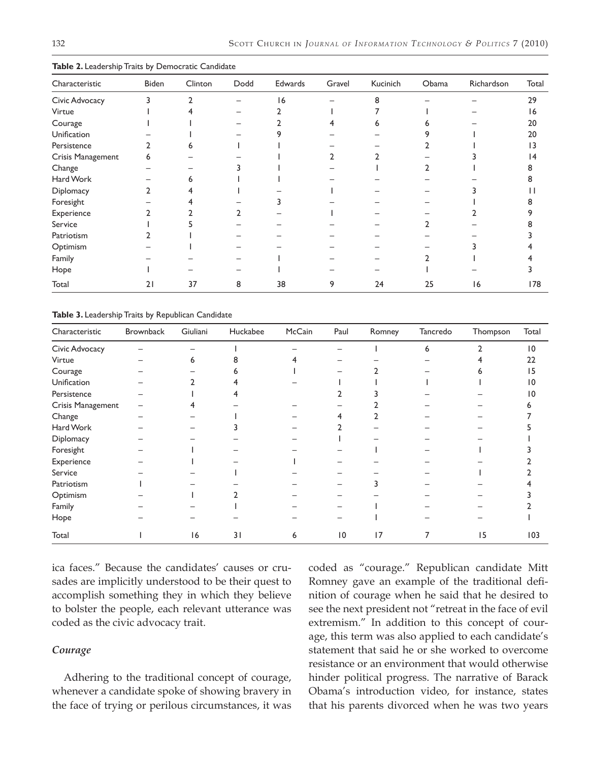**Table 2.** Leadership Traits by Democratic Candidate

| Characteristic | Biden | Clinton | Dodd | Edwards | Gravel | Kucinich | Obama | Richardson | Total |
|---|---|---|---|---|---|---|---|---|---|
| Civic Advocacy | 3 | 2 | – | 16 | – | 8 | – | – | 29 |
| Virtue | 1 | 4 | – | 2 | 1 | 7 | 1 | – | 16 |
| Courage | 1 | 1 | – | 2 | 4 | 6 | 6 | – | 20 |
| Unification | – | 1 | – | 9 | – | – | 9 | 1 | 20 |
| Persistence | 2 | 6 | 1 | 1 | – | – | 2 | 1 | 13 |
| Crisis Management | 6 | – | – | 1 | 2 | 2 | – | 3 | 14 |
| Change | – | – | 3 | 1 | – | 1 | 2 | 1 | 8 |
| Hard Work | – | 6 | 1 | 1 | – | – | – | – | 8 |
| Diplomacy | 2 | 4 | 1 | – | 1 | – | – | 3 | 11 |
| Foresight | – | 4 | – | 3 | – | – | – | 1 | 8 |
| Experience | 2 | 2 | 2 | – | 1 | – | – | 2 | 9 |
| Service | 1 | 5 | – | – | – | – | 2 | – | 8 |
| Patriotism | 2 | 1 | – | – | – | – | – | – | 3 |
| Optimism | – | 1 | – | – | – | – | – | 3 | 4 |
| Family | – | – | – | 1 | – | – | 2 | 1 | 4 |
| Hope | 1 | – | – | 1 | – | – | 1 | – | 3 |
| Total | 21 | 37 | 8 | 38 | 9 | 24 | 25 | 16 | 178 |

**Table 3.** Leadership Traits by Republican Candidate

| Characteristic | Brownback | Giuliani | Huckabee | McCain | Paul | Romney | Tancredo | Thompson | Total |
|---|---|---|---|---|---|---|---|---|---|
| Civic Advocacy | – | – | 1 | – | – | 1 | 6 | 2 | 10 |
| Virtue | – | 6 | 8 | 4 | – | – | – | 4 | 22 |
| Courage | – | – | 6 | 1 | – | 2 | – | 6 | 15 |
| Unification | – | 2 | 4 | – | 1 | 1 | 1 | 1 | 10 |
| Persistence | – | 1 | 4 | | 2 | 3 | – | – | 10 |
| Crisis Management | – | 4 | – | – | – | 2 | – | – | 6 |
| Change | – | – | 1 | – | 4 | 2 | – | – | 7 |
| Hard Work | – | – | 3 | – | 2 | – | – | – | 5 |
| Diplomacy | – | – | – | – | 1 | – | – | – | 1 |
| Foresight | – | 1 | – | – | – | 1 | – | 1 | 3 |
| Experience | – | 1 | – | 1 | – | – | – | – | 2 |
| Service | – | – | 1 | – | – | – | – | 1 | 2 |
| Patriotism | 1 | – | – | – | – | 3 | – | – | 4 |
| Optimism | – | 1 | 2 | – | – | – | – | – | 3 |
| Family | – | – | 1 | – | – | 1 | – | – | 2 |
| Hope | – | – | – | – | – | 1 | – | – | 1 |
| Total | 1 | 16 | 31 | 6 | 10 | 17 | 7 | 15 | 103 |

ica faces." Because the candidates' causes or crusades are implicitly understood to be their quest to accomplish something they in which they believe to bolster the people, each relevant utterance was coded as the civic advocacy trait.

### *Courage*

Adhering to the traditional concept of courage, whenever a candidate spoke of showing bravery in the face of trying or perilous circumstances, it was coded as "courage." Republican candidate Mitt Romney gave an example of the traditional definition of courage when he said that he desired to see the next president not "retreat in the face of evil extremism." In addition to this concept of courage, this term was also applied to each candidate's statement that said he or she worked to overcome resistance or an environment that would otherwise hinder political progress. The narrative of Barack Obama's introduction video, for instance, states that his parents divorced when he was two years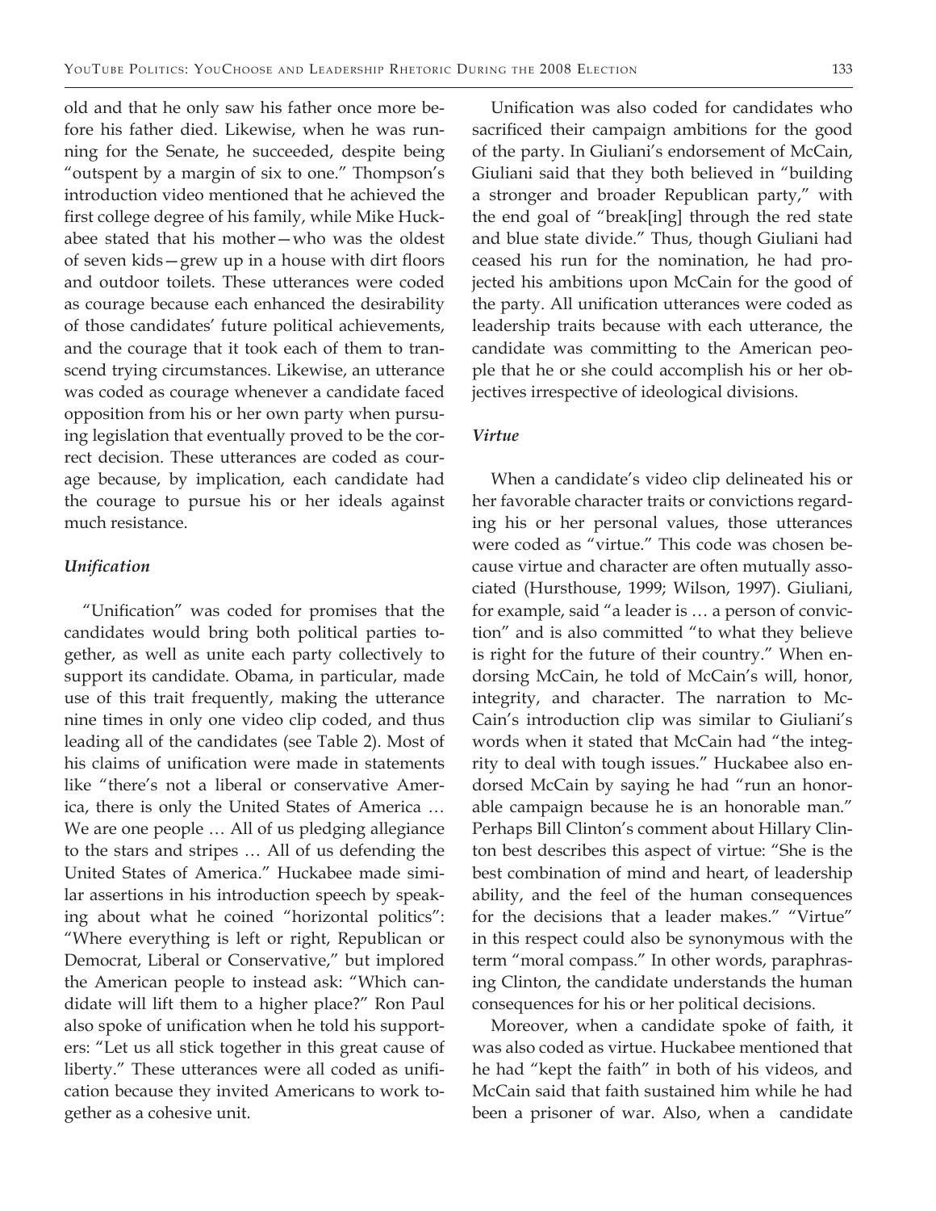old and that he only saw his father once more before his father died. Likewise, when he was running for the Senate, he succeeded, despite being "outspent by a margin of six to one." Thompson's introduction video mentioned that he achieved the first college degree of his family, while Mike Huckabee stated that his mother—who was the oldest of seven kids—grew up in a house with dirt floors and outdoor toilets. These utterances were coded as courage because each enhanced the desirability of those candidates' future political achievements, and the courage that it took each of them to transcend trying circumstances. Likewise, an utterance was coded as courage whenever a candidate faced opposition from his or her own party when pursuing legislation that eventually proved to be the correct decision. These utterances are coded as courage because, by implication, each candidate had the courage to pursue his or her ideals against much resistance.

### *Unification*

"Unification" was coded for promises that the candidates would bring both political parties together, as well as unite each party collectively to support its candidate. Obama, in particular, made use of this trait frequently, making the utterance nine times in only one video clip coded, and thus leading all of the candidates (see Table 2). Most of his claims of unification were made in statements like "there's not a liberal or conservative America, there is only the United States of America … We are one people … All of us pledging allegiance to the stars and stripes … All of us defending the United States of America." Huckabee made similar assertions in his introduction speech by speaking about what he coined "horizontal politics": "Where everything is left or right, Republican or Democrat, Liberal or Conservative," but implored the American people to instead ask: "Which candidate will lift them to a higher place?" Ron Paul also spoke of unification when he told his supporters: "Let us all stick together in this great cause of liberty." These utterances were all coded as unification because they invited Americans to work together as a cohesive unit.

Unification was also coded for candidates who sacrificed their campaign ambitions for the good of the party. In Giuliani's endorsement of McCain, Giuliani said that they both believed in "building a stronger and broader Republican party," with the end goal of "break[ing] through the red state and blue state divide." Thus, though Giuliani had ceased his run for the nomination, he had projected his ambitions upon McCain for the good of the party. All unification utterances were coded as leadership traits because with each utterance, the candidate was committing to the American people that he or she could accomplish his or her objectives irrespective of ideological divisions.

### *Virtue*

When a candidate's video clip delineated his or her favorable character traits or convictions regarding his or her personal values, those utterances were coded as "virtue." This code was chosen because virtue and character are often mutually associated (Hursthouse, 1999; Wilson, 1997). Giuliani, for example, said "a leader is … a person of conviction" and is also committed "to what they believe is right for the future of their country." When endorsing McCain, he told of McCain's will, honor, integrity, and character. The narration to McCain's introduction clip was similar to Giuliani's words when it stated that McCain had "the integrity to deal with tough issues." Huckabee also endorsed McCain by saying he had "run an honorable campaign because he is an honorable man." Perhaps Bill Clinton's comment about Hillary Clinton best describes this aspect of virtue: "She is the best combination of mind and heart, of leadership ability, and the feel of the human consequences for the decisions that a leader makes." "Virtue" in this respect could also be synonymous with the term "moral compass." In other words, paraphrasing Clinton, the candidate understands the human consequences for his or her political decisions.

Moreover, when a candidate spoke of faith, it was also coded as virtue. Huckabee mentioned that he had "kept the faith" in both of his videos, and McCain said that faith sustained him while he had been a prisoner of war. Also, when a candidate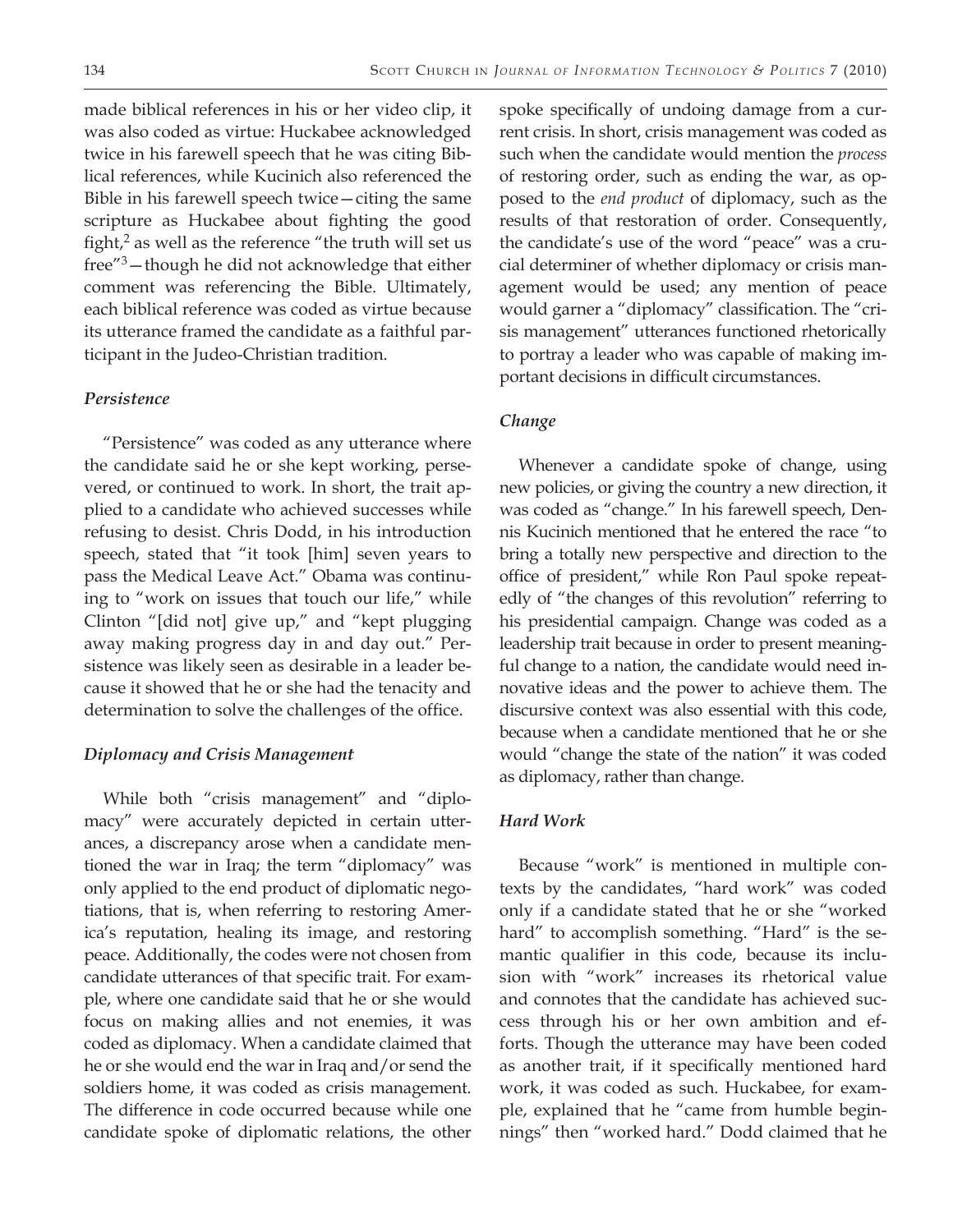made biblical references in his or her video clip, it was also coded as virtue: Huckabee acknowledged twice in his farewell speech that he was citing Biblical references, while Kucinich also referenced the Bible in his farewell speech twice—citing the same scripture as Huckabee about fighting the good fight,[2] as well as the reference "the truth will set us free"[3]—though he did not acknowledge that either comment was referencing the Bible. Ultimately, each biblical reference was coded as virtue because its utterance framed the candidate as a faithful participant in the Judeo-Christian tradition.

### *Persistence*

"Persistence" was coded as any utterance where the candidate said he or she kept working, persevered, or continued to work. In short, the trait applied to a candidate who achieved successes while refusing to desist. Chris Dodd, in his introduction speech, stated that "it took [him] seven years to pass the Medical Leave Act." Obama was continuing to "work on issues that touch our life," while Clinton "[did not] give up," and "kept plugging away making progress day in and day out." Persistence was likely seen as desirable in a leader because it showed that he or she had the tenacity and determination to solve the challenges of the office.

### *Diplomacy and Crisis Management*

While both "crisis management" and "diplomacy" were accurately depicted in certain utterances, a discrepancy arose when a candidate mentioned the war in Iraq; the term "diplomacy" was only applied to the end product of diplomatic negotiations, that is, when referring to restoring America's reputation, healing its image, and restoring peace. Additionally, the codes were not chosen from candidate utterances of that specific trait. For example, where one candidate said that he or she would focus on making allies and not enemies, it was coded as diplomacy. When a candidate claimed that he or she would end the war in Iraq and/or send the soldiers home, it was coded as crisis management. The difference in code occurred because while one candidate spoke of diplomatic relations, the other spoke specifically of undoing damage from a current crisis. In short, crisis management was coded as such when the candidate would mention the *process* of restoring order, such as ending the war, as opposed to the *end product* of diplomacy, such as the results of that restoration of order. Consequently, the candidate's use of the word "peace" was a crucial determiner of whether diplomacy or crisis management would be used; any mention of peace would garner a "diplomacy" classification. The "crisis management" utterances functioned rhetorically to portray a leader who was capable of making important decisions in difficult circumstances.

### *Change*

Whenever a candidate spoke of change, using new policies, or giving the country a new direction, it was coded as "change." In his farewell speech, Dennis Kucinich mentioned that he entered the race "to bring a totally new perspective and direction to the office of president," while Ron Paul spoke repeatedly of "the changes of this revolution" referring to his presidential campaign. Change was coded as a leadership trait because in order to present meaningful change to a nation, the candidate would need innovative ideas and the power to achieve them. The discursive context was also essential with this code, because when a candidate mentioned that he or she would "change the state of the nation" it was coded as diplomacy, rather than change.

### *Hard Work*

Because "work" is mentioned in multiple contexts by the candidates, "hard work" was coded only if a candidate stated that he or she "worked hard" to accomplish something. "Hard" is the semantic qualifier in this code, because its inclusion with "work" increases its rhetorical value and connotes that the candidate has achieved success through his or her own ambition and efforts. Though the utterance may have been coded as another trait, if it specifically mentioned hard work, it was coded as such. Huckabee, for example, explained that he "came from humble beginnings" then "worked hard." Dodd claimed that he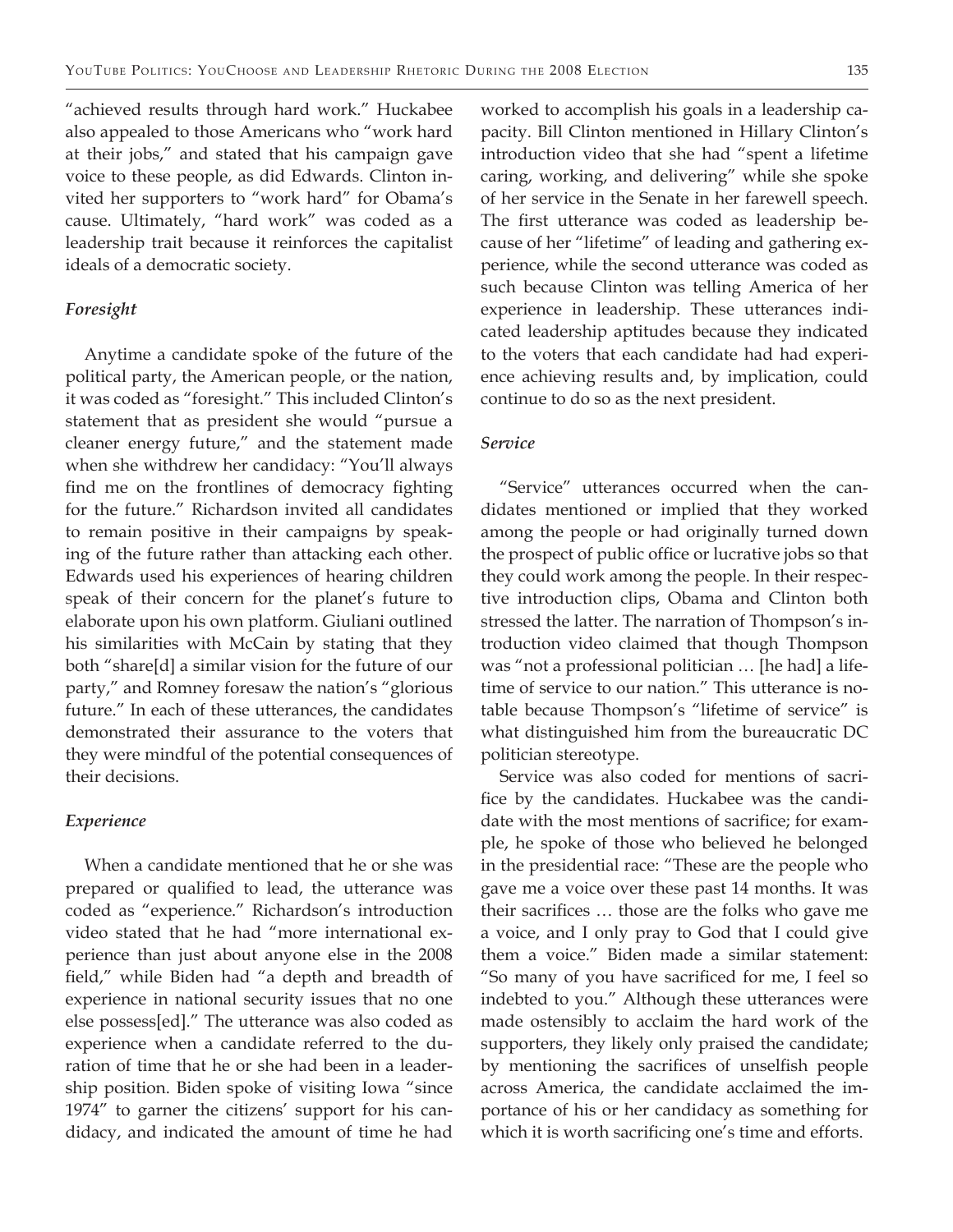"achieved results through hard work." Huckabee also appealed to those Americans who "work hard at their jobs," and stated that his campaign gave voice to these people, as did Edwards. Clinton invited her supporters to "work hard" for Obama's cause. Ultimately, "hard work" was coded as a leadership trait because it reinforces the capitalist ideals of a democratic society.

### *Foresight*

Anytime a candidate spoke of the future of the political party, the American people, or the nation, it was coded as "foresight." This included Clinton's statement that as president she would "pursue a cleaner energy future," and the statement made when she withdrew her candidacy: "You'll always find me on the frontlines of democracy fighting for the future." Richardson invited all candidates to remain positive in their campaigns by speaking of the future rather than attacking each other. Edwards used his experiences of hearing children speak of their concern for the planet's future to elaborate upon his own platform. Giuliani outlined his similarities with McCain by stating that they both "share[d] a similar vision for the future of our party," and Romney foresaw the nation's "glorious future." In each of these utterances, the candidates demonstrated their assurance to the voters that they were mindful of the potential consequences of their decisions.

### *Experience*

When a candidate mentioned that he or she was prepared or qualified to lead, the utterance was coded as "experience." Richardson's introduction video stated that he had "more international experience than just about anyone else in the 2008 field," while Biden had "a depth and breadth of experience in national security issues that no one else possess[ed]." The utterance was also coded as experience when a candidate referred to the duration of time that he or she had been in a leadership position. Biden spoke of visiting Iowa "since 1974" to garner the citizens' support for his candidacy, and indicated the amount of time he had worked to accomplish his goals in a leadership capacity. Bill Clinton mentioned in Hillary Clinton's introduction video that she had "spent a lifetime caring, working, and delivering" while she spoke of her service in the Senate in her farewell speech. The first utterance was coded as leadership because of her "lifetime" of leading and gathering experience, while the second utterance was coded as such because Clinton was telling America of her experience in leadership. These utterances indicated leadership aptitudes because they indicated to the voters that each candidate had had experience achieving results and, by implication, could continue to do so as the next president.

### *Service*

"Service" utterances occurred when the candidates mentioned or implied that they worked among the people or had originally turned down the prospect of public office or lucrative jobs so that they could work among the people. In their respective introduction clips, Obama and Clinton both stressed the latter. The narration of Thompson's introduction video claimed that though Thompson was "not a professional politician … [he had] a lifetime of service to our nation." This utterance is notable because Thompson's "lifetime of service" is what distinguished him from the bureaucratic DC politician stereotype.

Service was also coded for mentions of sacrifice by the candidates. Huckabee was the candidate with the most mentions of sacrifice; for example, he spoke of those who believed he belonged in the presidential race: "These are the people who gave me a voice over these past 14 months. It was their sacrifices … those are the folks who gave me a voice, and I only pray to God that I could give them a voice." Biden made a similar statement: "So many of you have sacrificed for me, I feel so indebted to you." Although these utterances were made ostensibly to acclaim the hard work of the supporters, they likely only praised the candidate; by mentioning the sacrifices of unselfish people across America, the candidate acclaimed the importance of his or her candidacy as something for which it is worth sacrificing one's time and efforts.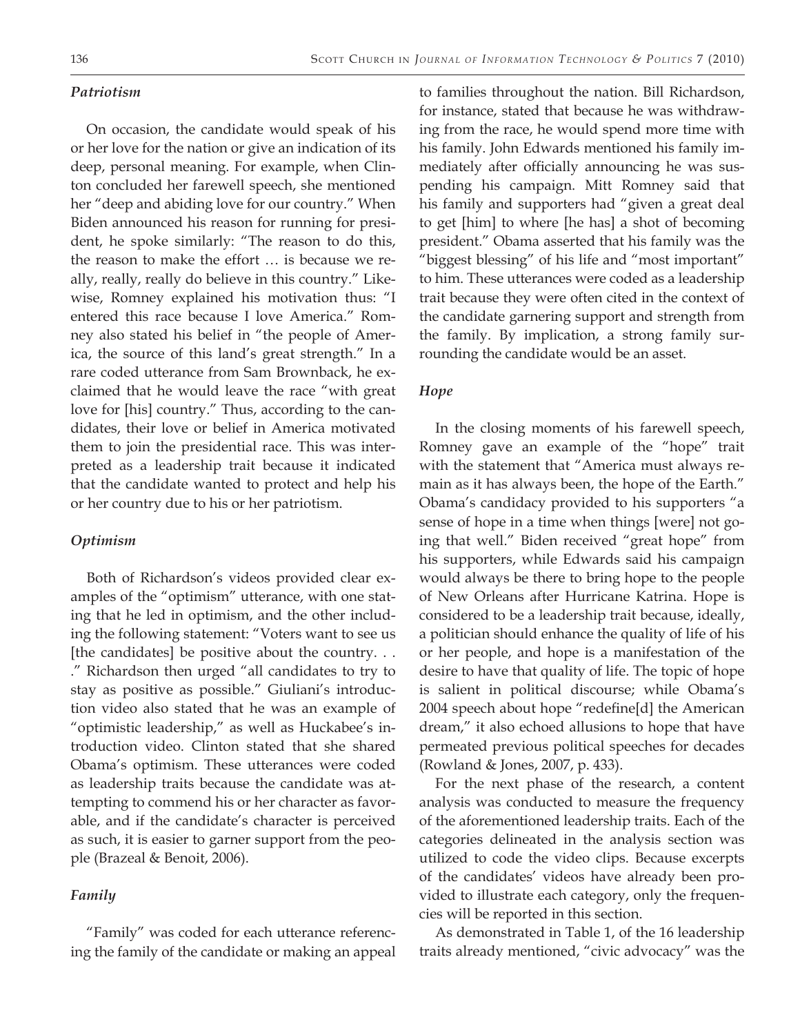### *Patriotism*

On occasion, the candidate would speak of his or her love for the nation or give an indication of its deep, personal meaning. For example, when Clinton concluded her farewell speech, she mentioned her "deep and abiding love for our country." When Biden announced his reason for running for president, he spoke similarly: "The reason to do this, the reason to make the effort … is because we really, really, really do believe in this country." Likewise, Romney explained his motivation thus: "I entered this race because I love America." Romney also stated his belief in "the people of America, the source of this land's great strength." In a rare coded utterance from Sam Brownback, he exclaimed that he would leave the race "with great love for [his] country." Thus, according to the candidates, their love or belief in America motivated them to join the presidential race. This was interpreted as a leadership trait because it indicated that the candidate wanted to protect and help his or her country due to his or her patriotism.

### *Optimism*

Both of Richardson's videos provided clear examples of the "optimism" utterance, with one stating that he led in optimism, and the other including the following statement: "Voters want to see us [the candidates] be positive about the country. . . ." Richardson then urged "all candidates to try to stay as positive as possible." Giuliani's introduction video also stated that he was an example of "optimistic leadership," as well as Huckabee's introduction video. Clinton stated that she shared Obama's optimism. These utterances were coded as leadership traits because the candidate was attempting to commend his or her character as favorable, and if the candidate's character is perceived as such, it is easier to garner support from the people (Brazeal & Benoit, 2006).

### *Family*

"Family" was coded for each utterance referencing the family of the candidate or making an appeal to families throughout the nation. Bill Richardson, for instance, stated that because he was withdrawing from the race, he would spend more time with his family. John Edwards mentioned his family immediately after officially announcing he was suspending his campaign. Mitt Romney said that his family and supporters had "given a great deal to get [him] to where [he has] a shot of becoming president." Obama asserted that his family was the "biggest blessing" of his life and "most important" to him. These utterances were coded as a leadership trait because they were often cited in the context of the candidate garnering support and strength from the family. By implication, a strong family surrounding the candidate would be an asset.

### *Hope*

In the closing moments of his farewell speech, Romney gave an example of the "hope" trait with the statement that "America must always remain as it has always been, the hope of the Earth." Obama's candidacy provided to his supporters "a sense of hope in a time when things [were] not going that well." Biden received "great hope" from his supporters, while Edwards said his campaign would always be there to bring hope to the people of New Orleans after Hurricane Katrina. Hope is considered to be a leadership trait because, ideally, a politician should enhance the quality of life of his or her people, and hope is a manifestation of the desire to have that quality of life. The topic of hope is salient in political discourse; while Obama's 2004 speech about hope "redefine[d] the American dream," it also echoed allusions to hope that have permeated previous political speeches for decades (Rowland & Jones, 2007, p. 433).

For the next phase of the research, a content analysis was conducted to measure the frequency of the aforementioned leadership traits. Each of the categories delineated in the analysis section was utilized to code the video clips. Because excerpts of the candidates' videos have already been provided to illustrate each category, only the frequencies will be reported in this section.

As demonstrated in Table 1, of the 16 leadership traits already mentioned, "civic advocacy" was the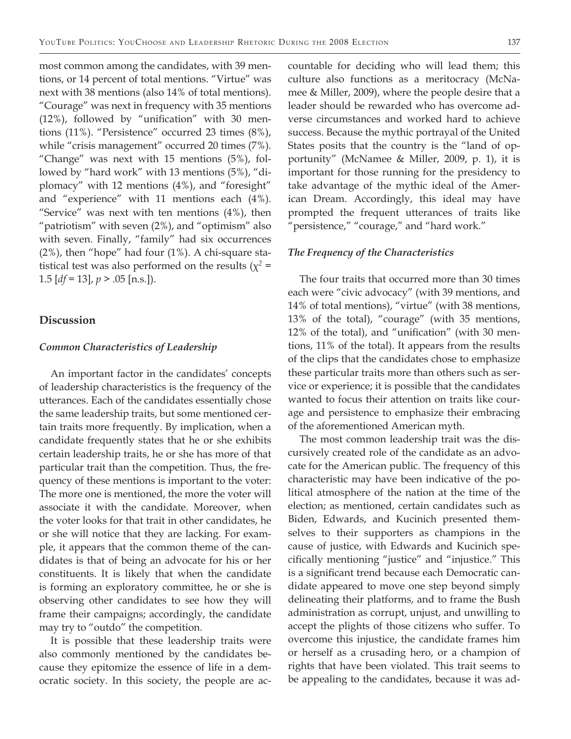most common among the candidates, with 39 mentions, or 14 percent of total mentions. "Virtue" was next with 38 mentions (also 14% of total mentions). "Courage" was next in frequency with 35 mentions (12%), followed by "unification" with 30 mentions (11%). "Persistence" occurred 23 times (8%), while "crisis management" occurred 20 times (7%). "Change" was next with 15 mentions (5%), followed by "hard work" with 13 mentions (5%), "diplomacy" with 12 mentions (4%), and "foresight" and "experience" with 11 mentions each (4%). "Service" was next with ten mentions (4%), then "patriotism" with seven (2%), and "optimism" also with seven. Finally, "family" had six occurrences (2%), then "hope" had four (1%). A chi-square statistical test was also performed on the results ($\chi^2$ = 1.5 [*df* = 13], *p* > .05 [n.s.]).

## Discussion

### *Common Characteristics of Leadership*

An important factor in the candidates' concepts of leadership characteristics is the frequency of the utterances. Each of the candidates essentially chose the same leadership traits, but some mentioned certain traits more frequently. By implication, when a candidate frequently states that he or she exhibits certain leadership traits, he or she has more of that particular trait than the competition. Thus, the frequency of these mentions is important to the voter: The more one is mentioned, the more the voter will associate it with the candidate. Moreover, when the voter looks for that trait in other candidates, he or she will notice that they are lacking. For example, it appears that the common theme of the candidates is that of being an advocate for his or her constituents. It is likely that when the candidate is forming an exploratory committee, he or she is observing other candidates to see how they will frame their campaigns; accordingly, the candidate may try to "outdo" the competition.

It is possible that these leadership traits were also commonly mentioned by the candidates because they epitomize the essence of life in a democratic society. In this society, the people are accountable for deciding who will lead them; this culture also functions as a meritocracy (McNamee & Miller, 2009), where the people desire that a leader should be rewarded who has overcome adverse circumstances and worked hard to achieve success. Because the mythic portrayal of the United States posits that the country is the "land of opportunity" (McNamee & Miller, 2009, p. 1), it is important for those running for the presidency to take advantage of the mythic ideal of the American Dream. Accordingly, this ideal may have prompted the frequent utterances of traits like "persistence," "courage," and "hard work."

### *The Frequency of the Characteristics*

The four traits that occurred more than 30 times each were "civic advocacy" (with 39 mentions, and 14% of total mentions), "virtue" (with 38 mentions, 13% of the total), "courage" (with 35 mentions, 12% of the total), and "unification" (with 30 mentions, 11% of the total). It appears from the results of the clips that the candidates chose to emphasize these particular traits more than others such as service or experience; it is possible that the candidates wanted to focus their attention on traits like courage and persistence to emphasize their embracing of the aforementioned American myth.

The most common leadership trait was the discursively created role of the candidate as an advocate for the American public. The frequency of this characteristic may have been indicative of the political atmosphere of the nation at the time of the election; as mentioned, certain candidates such as Biden, Edwards, and Kucinich presented themselves to their supporters as champions in the cause of justice, with Edwards and Kucinich specifically mentioning "justice" and "injustice." This is a significant trend because each Democratic candidate appeared to move one step beyond simply delineating their platforms, and to frame the Bush administration as corrupt, unjust, and unwilling to accept the plights of those citizens who suffer. To overcome this injustice, the candidate frames him or herself as a crusading hero, or a champion of rights that have been violated. This trait seems to be appealing to the candidates, because it was ad-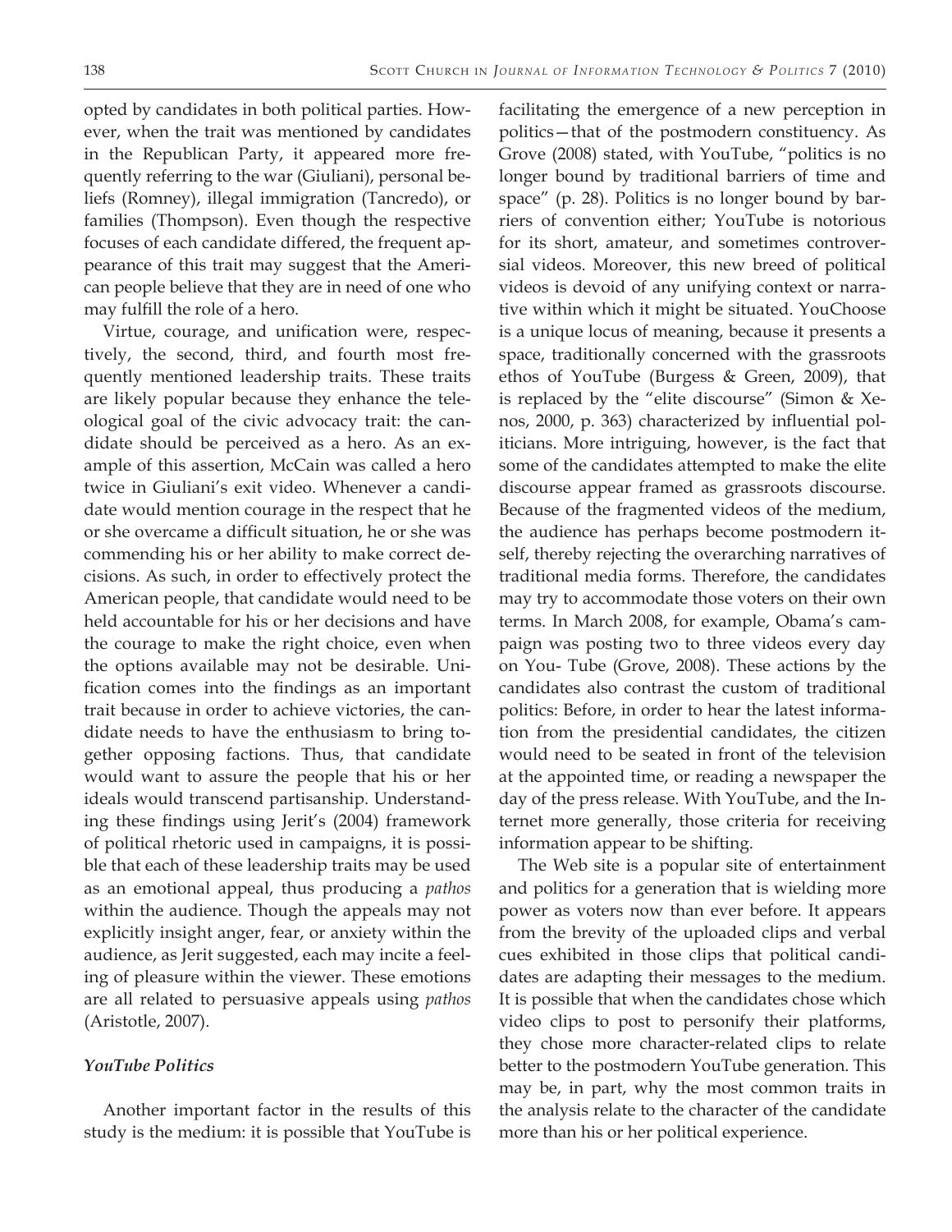opted by candidates in both political parties. However, when the trait was mentioned by candidates in the Republican Party, it appeared more frequently referring to the war (Giuliani), personal beliefs (Romney), illegal immigration (Tancredo), or families (Thompson). Even though the respective focuses of each candidate differed, the frequent appearance of this trait may suggest that the American people believe that they are in need of one who may fulfill the role of a hero.

Virtue, courage, and unification were, respectively, the second, third, and fourth most frequently mentioned leadership traits. These traits are likely popular because they enhance the teleological goal of the civic advocacy trait: the candidate should be perceived as a hero. As an example of this assertion, McCain was called a hero twice in Giuliani's exit video. Whenever a candidate would mention courage in the respect that he or she overcame a difficult situation, he or she was commending his or her ability to make correct decisions. As such, in order to effectively protect the American people, that candidate would need to be held accountable for his or her decisions and have the courage to make the right choice, even when the options available may not be desirable. Unification comes into the findings as an important trait because in order to achieve victories, the candidate needs to have the enthusiasm to bring together opposing factions. Thus, that candidate would want to assure the people that his or her ideals would transcend partisanship. Understanding these findings using Jerit's (2004) framework of political rhetoric used in campaigns, it is possible that each of these leadership traits may be used as an emotional appeal, thus producing a *pathos* within the audience. Though the appeals may not explicitly insight anger, fear, or anxiety within the audience, as Jerit suggested, each may incite a feeling of pleasure within the viewer. These emotions are all related to persuasive appeals using *pathos* (Aristotle, 2007).

### *YouTube Politics*

Another important factor in the results of this study is the medium: it is possible that YouTube is facilitating the emergence of a new perception in politics—that of the postmodern constituency. As Grove (2008) stated, with YouTube, "politics is no longer bound by traditional barriers of time and space" (p. 28). Politics is no longer bound by barriers of convention either; YouTube is notorious for its short, amateur, and sometimes controversial videos. Moreover, this new breed of political videos is devoid of any unifying context or narrative within which it might be situated. YouChoose is a unique locus of meaning, because it presents a space, traditionally concerned with the grassroots ethos of YouTube (Burgess & Green, 2009), that is replaced by the "elite discourse" (Simon & Xenos, 2000, p. 363) characterized by influential politicians. More intriguing, however, is the fact that some of the candidates attempted to make the elite discourse appear framed as grassroots discourse. Because of the fragmented videos of the medium, the audience has perhaps become postmodern itself, thereby rejecting the overarching narratives of traditional media forms. Therefore, the candidates may try to accommodate those voters on their own terms. In March 2008, for example, Obama's campaign was posting two to three videos every day on You- Tube (Grove, 2008). These actions by the candidates also contrast the custom of traditional politics: Before, in order to hear the latest information from the presidential candidates, the citizen would need to be seated in front of the television at the appointed time, or reading a newspaper the day of the press release. With YouTube, and the Internet more generally, those criteria for receiving information appear to be shifting.

The Web site is a popular site of entertainment and politics for a generation that is wielding more power as voters now than ever before. It appears from the brevity of the uploaded clips and verbal cues exhibited in those clips that political candidates are adapting their messages to the medium. It is possible that when the candidates chose which video clips to post to personify their platforms, they chose more character-related clips to relate better to the postmodern YouTube generation. This may be, in part, why the most common traits in the analysis relate to the character of the candidate more than his or her political experience.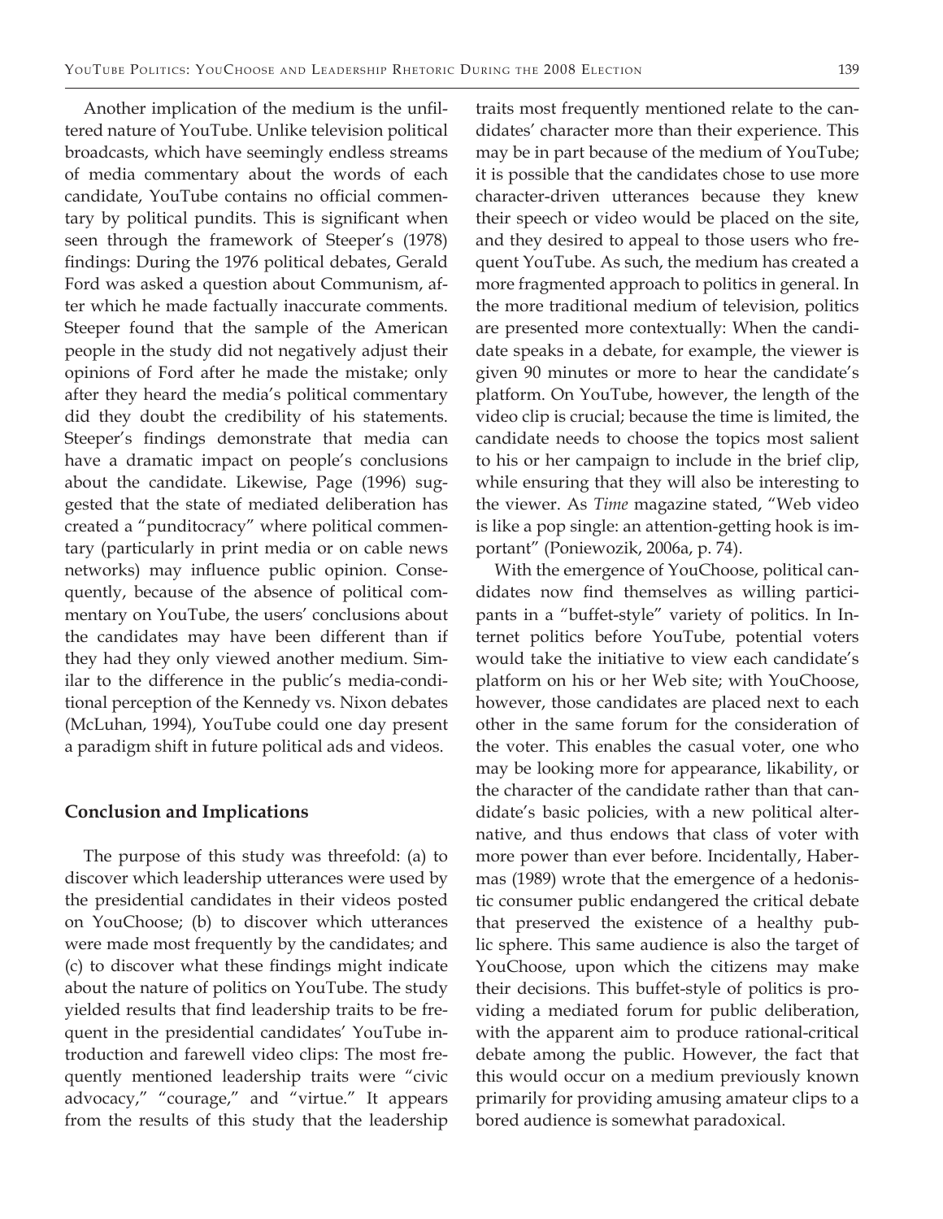Another implication of the medium is the unfiltered nature of YouTube. Unlike television political broadcasts, which have seemingly endless streams of media commentary about the words of each candidate, YouTube contains no official commentary by political pundits. This is significant when seen through the framework of Steeper's (1978) findings: During the 1976 political debates, Gerald Ford was asked a question about Communism, after which he made factually inaccurate comments. Steeper found that the sample of the American people in the study did not negatively adjust their opinions of Ford after he made the mistake; only after they heard the media's political commentary did they doubt the credibility of his statements. Steeper's findings demonstrate that media can have a dramatic impact on people's conclusions about the candidate. Likewise, Page (1996) suggested that the state of mediated deliberation has created a "punditocracy" where political commentary (particularly in print media or on cable news networks) may influence public opinion. Consequently, because of the absence of political commentary on YouTube, the users' conclusions about the candidates may have been different than if they had they only viewed another medium. Similar to the difference in the public's media-conditional perception of the Kennedy vs. Nixon debates (McLuhan, 1994), YouTube could one day present a paradigm shift in future political ads and videos.

## Conclusion and Implications

The purpose of this study was threefold: (a) to discover which leadership utterances were used by the presidential candidates in their videos posted on YouChoose; (b) to discover which utterances were made most frequently by the candidates; and (c) to discover what these findings might indicate about the nature of politics on YouTube. The study yielded results that find leadership traits to be frequent in the presidential candidates' YouTube introduction and farewell video clips: The most frequently mentioned leadership traits were "civic advocacy," "courage," and "virtue." It appears from the results of this study that the leadership traits most frequently mentioned relate to the candidates' character more than their experience. This may be in part because of the medium of YouTube; it is possible that the candidates chose to use more character-driven utterances because they knew their speech or video would be placed on the site, and they desired to appeal to those users who frequent YouTube. As such, the medium has created a more fragmented approach to politics in general. In the more traditional medium of television, politics are presented more contextually: When the candidate speaks in a debate, for example, the viewer is given 90 minutes or more to hear the candidate's platform. On YouTube, however, the length of the video clip is crucial; because the time is limited, the candidate needs to choose the topics most salient to his or her campaign to include in the brief clip, while ensuring that they will also be interesting to the viewer. As *Time* magazine stated, "Web video is like a pop single: an attention-getting hook is important" (Poniewozik, 2006a, p. 74).

With the emergence of YouChoose, political candidates now find themselves as willing participants in a "buffet-style" variety of politics. In Internet politics before YouTube, potential voters would take the initiative to view each candidate's platform on his or her Web site; with YouChoose, however, those candidates are placed next to each other in the same forum for the consideration of the voter. This enables the casual voter, one who may be looking more for appearance, likability, or the character of the candidate rather than that candidate's basic policies, with a new political alternative, and thus endows that class of voter with more power than ever before. Incidentally, Habermas (1989) wrote that the emergence of a hedonistic consumer public endangered the critical debate that preserved the existence of a healthy public sphere. This same audience is also the target of YouChoose, upon which the citizens may make their decisions. This buffet-style of politics is providing a mediated forum for public deliberation, with the apparent aim to produce rational-critical debate among the public. However, the fact that this would occur on a medium previously known primarily for providing amusing amateur clips to a bored audience is somewhat paradoxical.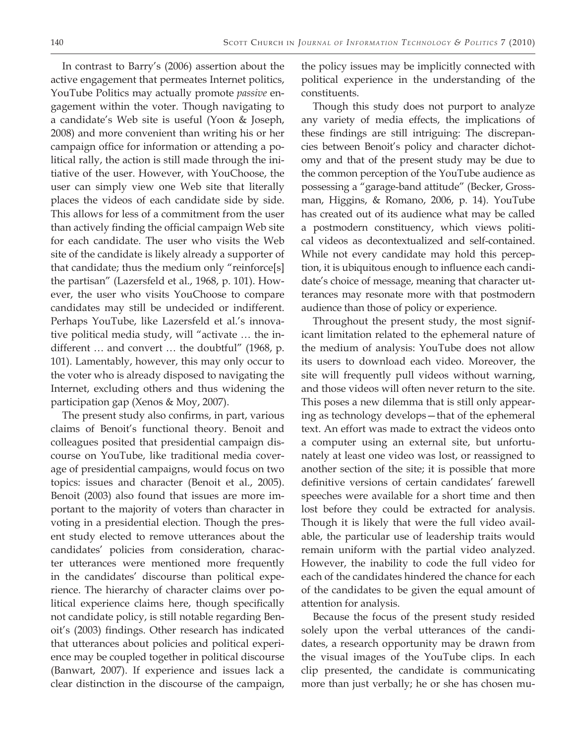In contrast to Barry's (2006) assertion about the active engagement that permeates Internet politics, YouTube Politics may actually promote *passive* engagement within the voter. Though navigating to a candidate's Web site is useful (Yoon & Joseph, 2008) and more convenient than writing his or her campaign office for information or attending a political rally, the action is still made through the initiative of the user. However, with YouChoose, the user can simply view one Web site that literally places the videos of each candidate side by side. This allows for less of a commitment from the user than actively finding the official campaign Web site for each candidate. The user who visits the Web site of the candidate is likely already a supporter of that candidate; thus the medium only "reinforce[s] the partisan" (Lazersfeld et al., 1968, p. 101). However, the user who visits YouChoose to compare candidates may still be undecided or indifferent. Perhaps YouTube, like Lazersfeld et al.'s innovative political media study, will "activate … the indifferent … and convert … the doubtful" (1968, p. 101). Lamentably, however, this may only occur to the voter who is already disposed to navigating the Internet, excluding others and thus widening the participation gap (Xenos & Moy, 2007).

The present study also confirms, in part, various claims of Benoit's functional theory. Benoit and colleagues posited that presidential campaign discourse on YouTube, like traditional media coverage of presidential campaigns, would focus on two topics: issues and character (Benoit et al., 2005). Benoit (2003) also found that issues are more important to the majority of voters than character in voting in a presidential election. Though the present study elected to remove utterances about the candidates' policies from consideration, character utterances were mentioned more frequently in the candidates' discourse than political experience. The hierarchy of character claims over political experience claims here, though specifically not candidate policy, is still notable regarding Benoit's (2003) findings. Other research has indicated that utterances about policies and political experience may be coupled together in political discourse (Banwart, 2007). If experience and issues lack a clear distinction in the discourse of the campaign, the policy issues may be implicitly connected with political experience in the understanding of the constituents.

Though this study does not purport to analyze any variety of media effects, the implications of these findings are still intriguing: The discrepancies between Benoit's policy and character dichotomy and that of the present study may be due to the common perception of the YouTube audience as possessing a "garage-band attitude" (Becker, Grossman, Higgins, & Romano, 2006, p. 14). YouTube has created out of its audience what may be called a postmodern constituency, which views political videos as decontextualized and self-contained. While not every candidate may hold this perception, it is ubiquitous enough to influence each candidate's choice of message, meaning that character utterances may resonate more with that postmodern audience than those of policy or experience.

Throughout the present study, the most significant limitation related to the ephemeral nature of the medium of analysis: YouTube does not allow its users to download each video. Moreover, the site will frequently pull videos without warning, and those videos will often never return to the site. This poses a new dilemma that is still only appearing as technology develops—that of the ephemeral text. An effort was made to extract the videos onto a computer using an external site, but unfortunately at least one video was lost, or reassigned to another section of the site; it is possible that more definitive versions of certain candidates' farewell speeches were available for a short time and then lost before they could be extracted for analysis. Though it is likely that were the full video available, the particular use of leadership traits would remain uniform with the partial video analyzed. However, the inability to code the full video for each of the candidates hindered the chance for each of the candidates to be given the equal amount of attention for analysis.

Because the focus of the present study resided solely upon the verbal utterances of the candidates, a research opportunity may be drawn from the visual images of the YouTube clips. In each clip presented, the candidate is communicating more than just verbally; he or she has chosen mu-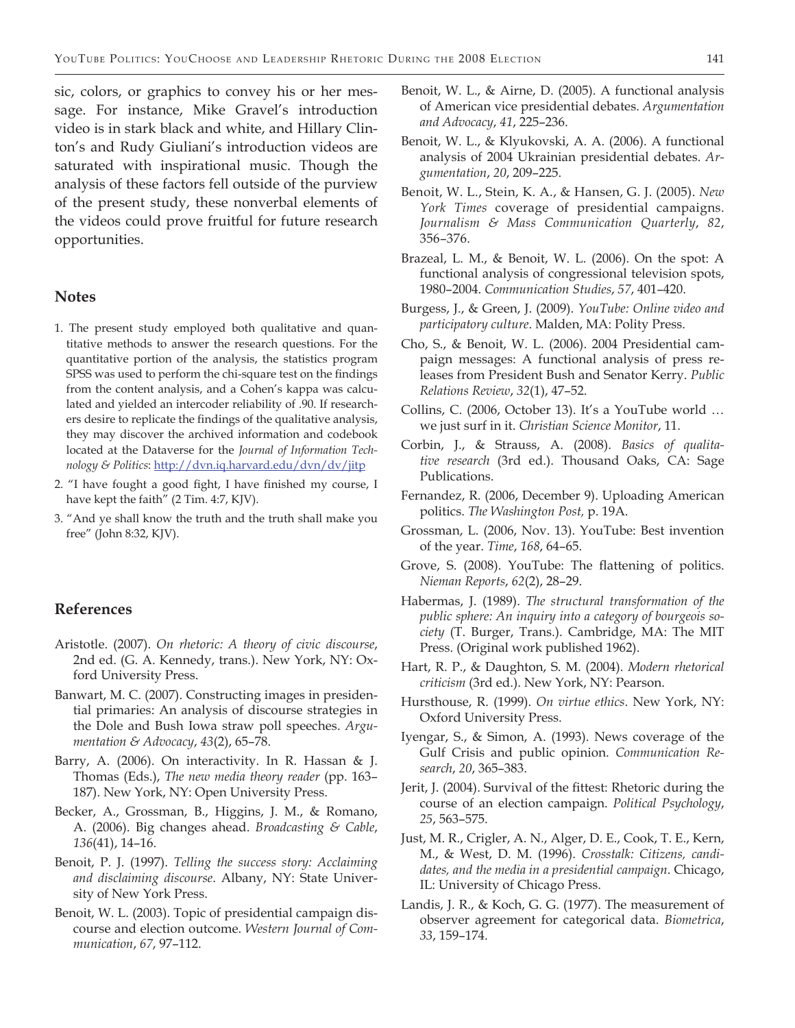sic, colors, or graphics to convey his or her message. For instance, Mike Gravel's introduction video is in stark black and white, and Hillary Clinton's and Rudy Giuliani's introduction videos are saturated with inspirational music. Though the analysis of these factors fell outside of the purview of the present study, these nonverbal elements of the videos could prove fruitful for future research opportunities.

## Notes

1. The present study employed both qualitative and quantitative methods to answer the research questions. For the quantitative portion of the analysis, the statistics program SPSS was used to perform the chi-square test on the findings from the content analysis, and a Cohen's kappa was calculated and yielded an intercoder reliability of .90. If researchers desire to replicate the findings of the qualitative analysis, they may discover the archived information and codebook located at the Dataverse for the *Journal of Information Technology & Politics*: http://dvn.iq.harvard.edu/dvn/dv/jitp
2. "I have fought a good fight, I have finished my course, I have kept the faith" (2 Tim. 4:7, KJV).
3. "And ye shall know the truth and the truth shall make you free" (John 8:32, KJV).

## References

Aristotle. (2007). *On rhetoric: A theory of civic discourse*, 2nd ed. (G. A. Kennedy, trans.). New York, NY: Oxford University Press.

Banwart, M. C. (2007). Constructing images in presidential primaries: An analysis of discourse strategies in the Dole and Bush Iowa straw poll speeches. *Argumentation & Advocacy*, *43*(2), 65–78.

Barry, A. (2006). On interactivity. In R. Hassan & J. Thomas (Eds.), *The new media theory reader* (pp. 163–187). New York, NY: Open University Press.

Becker, A., Grossman, B., Higgins, J. M., & Romano, A. (2006). Big changes ahead. *Broadcasting & Cable*, *136*(41), 14–16.

Benoit, P. J. (1997). *Telling the success story: Acclaiming and disclaiming discourse*. Albany, NY: State University of New York Press.

Benoit, W. L. (2003). Topic of presidential campaign discourse and election outcome. *Western Journal of Communication*, *67*, 97–112.

Benoit, W. L., & Airne, D. (2005). A functional analysis of American vice presidential debates. *Argumentation and Advocacy*, *41*, 225–236.

Benoit, W. L., & Klyukovski, A. A. (2006). A functional analysis of 2004 Ukrainian presidential debates. *Argumentation*, *20*, 209–225.

Benoit, W. L., Stein, K. A., & Hansen, G. J. (2005). *New York Times* coverage of presidential campaigns. *Journalism & Mass Communication Quarterly*, *82*, 356–376.

Brazeal, L. M., & Benoit, W. L. (2006). On the spot: A functional analysis of congressional television spots, 1980–2004. *Communication Studies*, *57*, 401–420.

Burgess, J., & Green, J. (2009). *YouTube: Online video and participatory culture*. Malden, MA: Polity Press.

Cho, S., & Benoit, W. L. (2006). 2004 Presidential campaign messages: A functional analysis of press releases from President Bush and Senator Kerry. *Public Relations Review*, *32*(1), 47–52.

Collins, C. (2006, October 13). It's a YouTube world … we just surf in it. *Christian Science Monitor*, 11.

Corbin, J., & Strauss, A. (2008). *Basics of qualitative research* (3rd ed.). Thousand Oaks, CA: Sage Publications.

Fernandez, R. (2006, December 9). Uploading American politics. *The Washington Post,* p. 19A.

Grossman, L. (2006, Nov. 13). YouTube: Best invention of the year. *Time*, *168*, 64–65.

Grove, S. (2008). YouTube: The flattening of politics. *Nieman Reports*, *62*(2), 28–29.

Habermas, J. (1989). *The structural transformation of the public sphere: An inquiry into a category of bourgeois society* (T. Burger, Trans.). Cambridge, MA: The MIT Press. (Original work published 1962).

Hart, R. P., & Daughton, S. M. (2004). *Modern rhetorical criticism* (3rd ed.). New York, NY: Pearson.

Hursthouse, R. (1999). *On virtue ethics*. New York, NY: Oxford University Press.

Iyengar, S., & Simon, A. (1993). News coverage of the Gulf Crisis and public opinion. *Communication Research*, *20*, 365–383.

Jerit, J. (2004). Survival of the fittest: Rhetoric during the course of an election campaign. *Political Psychology*, *25*, 563–575.

Just, M. R., Crigler, A. N., Alger, D. E., Cook, T. E., Kern, M., & West, D. M. (1996). *Crosstalk: Citizens, candidates, and the media in a presidential campaign*. Chicago, IL: University of Chicago Press.

Landis, J. R., & Koch, G. G. (1977). The measurement of observer agreement for categorical data. *Biometrica*, *33*, 159–174.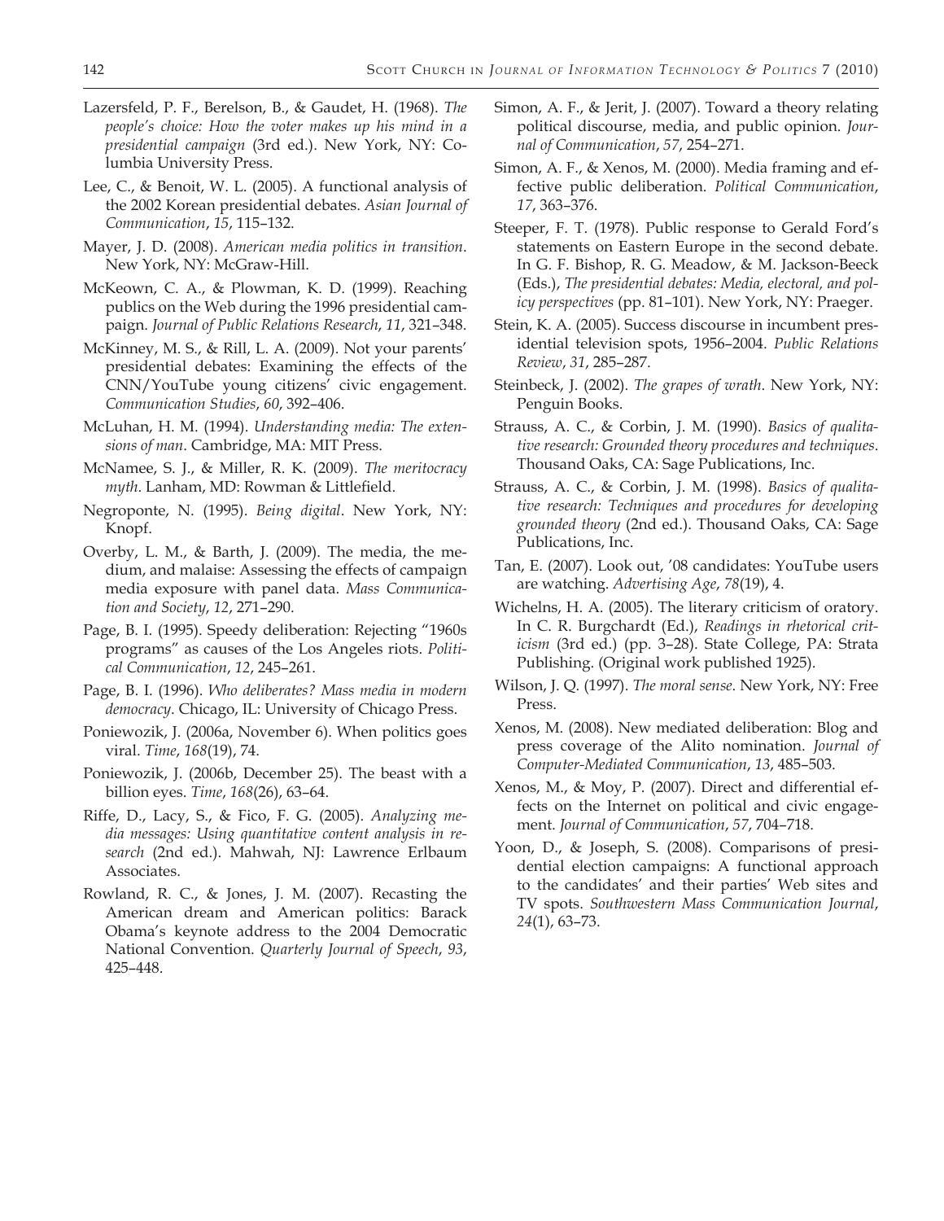Lazersfeld, P. F., Berelson, B., & Gaudet, H. (1968). *The people's choice: How the voter makes up his mind in a presidential campaign* (3rd ed.). New York, NY: Columbia University Press.

Lee, C., & Benoit, W. L. (2005). A functional analysis of the 2002 Korean presidential debates. *Asian Journal of Communication*, *15*, 115–132.

Mayer, J. D. (2008). *American media politics in transition*. New York, NY: McGraw-Hill.

McKeown, C. A., & Plowman, K. D. (1999). Reaching publics on the Web during the 1996 presidential campaign. *Journal of Public Relations Research*, *11*, 321–348.

McKinney, M. S., & Rill, L. A. (2009). Not your parents' presidential debates: Examining the effects of the CNN/YouTube young citizens' civic engagement. *Communication Studies*, *60*, 392–406.

McLuhan, H. M. (1994). *Understanding media: The extensions of man*. Cambridge, MA: MIT Press.

McNamee, S. J., & Miller, R. K. (2009). *The meritocracy myth*. Lanham, MD: Rowman & Littlefield.

Negroponte, N. (1995). *Being digital*. New York, NY: Knopf.

Overby, L. M., & Barth, J. (2009). The media, the medium, and malaise: Assessing the effects of campaign media exposure with panel data. *Mass Communication and Society*, *12*, 271–290.

Page, B. I. (1995). Speedy deliberation: Rejecting "1960s programs" as causes of the Los Angeles riots. *Political Communication*, *12*, 245–261.

Page, B. I. (1996). *Who deliberates? Mass media in modern democracy*. Chicago, IL: University of Chicago Press.

Poniewozik, J. (2006a, November 6). When politics goes viral. *Time*, *168*(19), 74.

Poniewozik, J. (2006b, December 25). The beast with a billion eyes. *Time*, *168*(26), 63–64.

Riffe, D., Lacy, S., & Fico, F. G. (2005). *Analyzing media messages: Using quantitative content analysis in research* (2nd ed.). Mahwah, NJ: Lawrence Erlbaum Associates.

Rowland, R. C., & Jones, J. M. (2007). Recasting the American dream and American politics: Barack Obama's keynote address to the 2004 Democratic National Convention. *Quarterly Journal of Speech*, *93*, 425–448.

Simon, A. F., & Jerit, J. (2007). Toward a theory relating political discourse, media, and public opinion. *Journal of Communication*, *57*, 254–271.

Simon, A. F., & Xenos, M. (2000). Media framing and effective public deliberation. *Political Communication*, *17*, 363–376.

Steeper, F. T. (1978). Public response to Gerald Ford's statements on Eastern Europe in the second debate. In G. F. Bishop, R. G. Meadow, & M. Jackson-Beeck (Eds.), *The presidential debates: Media, electoral, and policy perspectives* (pp. 81–101). New York, NY: Praeger.

Stein, K. A. (2005). Success discourse in incumbent presidential television spots, 1956–2004. *Public Relations Review*, *31*, 285–287.

Steinbeck, J. (2002). *The grapes of wrath*. New York, NY: Penguin Books.

Strauss, A. C., & Corbin, J. M. (1990). *Basics of qualitative research: Grounded theory procedures and techniques*. Thousand Oaks, CA: Sage Publications, Inc.

Strauss, A. C., & Corbin, J. M. (1998). *Basics of qualitative research: Techniques and procedures for developing grounded theory* (2nd ed.). Thousand Oaks, CA: Sage Publications, Inc.

Tan, E. (2007). Look out, '08 candidates: YouTube users are watching. *Advertising Age*, *78*(19), 4.

Wichelns, H. A. (2005). The literary criticism of oratory. In C. R. Burgchardt (Ed.), *Readings in rhetorical criticism* (3rd ed.) (pp. 3–28). State College, PA: Strata Publishing. (Original work published 1925).

Wilson, J. Q. (1997). *The moral sense*. New York, NY: Free Press.

Xenos, M. (2008). New mediated deliberation: Blog and press coverage of the Alito nomination. *Journal of Computer-Mediated Communication*, *13*, 485–503.

Xenos, M., & Moy, P. (2007). Direct and differential effects on the Internet on political and civic engagement. *Journal of Communication*, *57*, 704–718.

Yoon, D., & Joseph, S. (2008). Comparisons of presidential election campaigns: A functional approach to the candidates' and their parties' Web sites and TV spots. *Southwestern Mass Communication Journal*, *24*(1), 63–73.